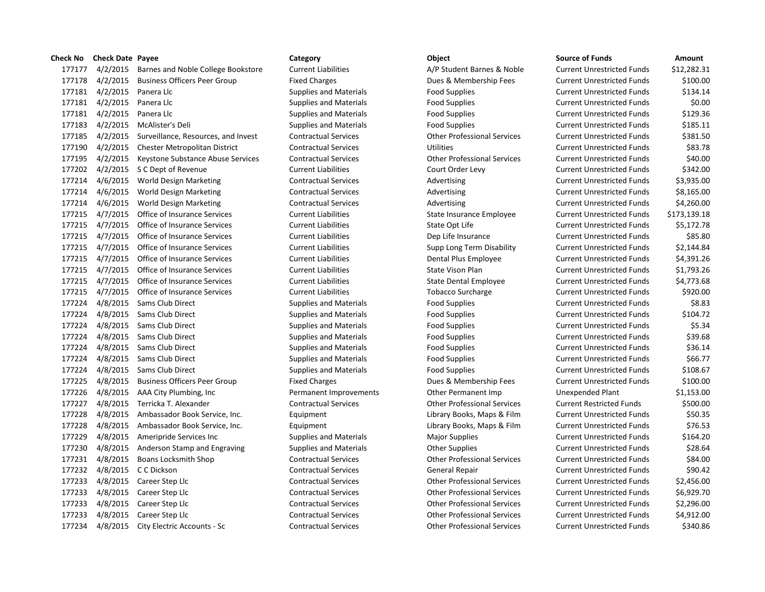| Check No | Check Date | Payee | Category | Object | Source of Funds | Amount |
|---|---|---|---|---|---|---|
| 177177 | 4/2/2015 | Barnes and Noble College Bookstore | Current Liabilities | A/P Student Barnes & Noble | Current Unrestricted Funds | $12,282.31 |
| 177178 | 4/2/2015 | Business Officers Peer Group | Fixed Charges | Dues & Membership Fees | Current Unrestricted Funds | $100.00 |
| 177181 | 4/2/2015 | Panera Llc | Supplies and Materials | Food Supplies | Current Unrestricted Funds | $134.14 |
| 177181 | 4/2/2015 | Panera Llc | Supplies and Materials | Food Supplies | Current Unrestricted Funds | $0.00 |
| 177181 | 4/2/2015 | Panera Llc | Supplies and Materials | Food Supplies | Current Unrestricted Funds | $129.36 |
| 177183 | 4/2/2015 | McAlister's Deli | Supplies and Materials | Food Supplies | Current Unrestricted Funds | $185.11 |
| 177185 | 4/2/2015 | Surveillance, Resources, and Invest | Contractual Services | Other Professional Services | Current Unrestricted Funds | $381.50 |
| 177190 | 4/2/2015 | Chester Metropolitan District | Contractual Services | Utilities | Current Unrestricted Funds | $83.78 |
| 177195 | 4/2/2015 | Keystone Substance Abuse Services | Contractual Services | Other Professional Services | Current Unrestricted Funds | $40.00 |
| 177202 | 4/2/2015 | S C Dept of Revenue | Current Liabilities | Court Order Levy | Current Unrestricted Funds | $342.00 |
| 177214 | 4/6/2015 | World Design Marketing | Contractual Services | Advertising | Current Unrestricted Funds | $3,935.00 |
| 177214 | 4/6/2015 | World Design Marketing | Contractual Services | Advertising | Current Unrestricted Funds | $8,165.00 |
| 177214 | 4/6/2015 | World Design Marketing | Contractual Services | Advertising | Current Unrestricted Funds | $4,260.00 |
| 177215 | 4/7/2015 | Office of Insurance Services | Current Liabilities | State Insurance Employee | Current Unrestricted Funds | $173,139.18 |
| 177215 | 4/7/2015 | Office of Insurance Services | Current Liabilities | State Opt Life | Current Unrestricted Funds | $5,172.78 |
| 177215 | 4/7/2015 | Office of Insurance Services | Current Liabilities | Dep Life Insurance | Current Unrestricted Funds | $85.80 |
| 177215 | 4/7/2015 | Office of Insurance Services | Current Liabilities | Supp Long Term Disability | Current Unrestricted Funds | $2,144.84 |
| 177215 | 4/7/2015 | Office of Insurance Services | Current Liabilities | Dental Plus Employee | Current Unrestricted Funds | $4,391.26 |
| 177215 | 4/7/2015 | Office of Insurance Services | Current Liabilities | State Vison Plan | Current Unrestricted Funds | $1,793.26 |
| 177215 | 4/7/2015 | Office of Insurance Services | Current Liabilities | State Dental Employee | Current Unrestricted Funds | $4,773.68 |
| 177215 | 4/7/2015 | Office of Insurance Services | Current Liabilities | Tobacco Surcharge | Current Unrestricted Funds | $920.00 |
| 177224 | 4/8/2015 | Sams Club Direct | Supplies and Materials | Food Supplies | Current Unrestricted Funds | $8.83 |
| 177224 | 4/8/2015 | Sams Club Direct | Supplies and Materials | Food Supplies | Current Unrestricted Funds | $104.72 |
| 177224 | 4/8/2015 | Sams Club Direct | Supplies and Materials | Food Supplies | Current Unrestricted Funds | $5.34 |
| 177224 | 4/8/2015 | Sams Club Direct | Supplies and Materials | Food Supplies | Current Unrestricted Funds | $39.68 |
| 177224 | 4/8/2015 | Sams Club Direct | Supplies and Materials | Food Supplies | Current Unrestricted Funds | $36.14 |
| 177224 | 4/8/2015 | Sams Club Direct | Supplies and Materials | Food Supplies | Current Unrestricted Funds | $66.77 |
| 177224 | 4/8/2015 | Sams Club Direct | Supplies and Materials | Food Supplies | Current Unrestricted Funds | $108.67 |
| 177225 | 4/8/2015 | Business Officers Peer Group | Fixed Charges | Dues & Membership Fees | Current Unrestricted Funds | $100.00 |
| 177226 | 4/8/2015 | AAA City Plumbing, Inc | Permanent Improvements | Other Permanent Imp | Unexpended Plant | $1,153.00 |
| 177227 | 4/8/2015 | Terricka T. Alexander | Contractual Services | Other Professional Services | Current Restricted Funds | $500.00 |
| 177228 | 4/8/2015 | Ambassador Book Service, Inc. | Equipment | Library Books, Maps & Film | Current Unrestricted Funds | $50.35 |
| 177228 | 4/8/2015 | Ambassador Book Service, Inc. | Equipment | Library Books, Maps & Film | Current Unrestricted Funds | $76.53 |
| 177229 | 4/8/2015 | Ameripride Services Inc | Supplies and Materials | Major Supplies | Current Unrestricted Funds | $164.20 |
| 177230 | 4/8/2015 | Anderson Stamp and Engraving | Supplies and Materials | Other Supplies | Current Unrestricted Funds | $28.64 |
| 177231 | 4/8/2015 | Boans Locksmith Shop | Contractual Services | Other Professional Services | Current Unrestricted Funds | $84.00 |
| 177232 | 4/8/2015 | C C Dickson | Contractual Services | General Repair | Current Unrestricted Funds | $90.42 |
| 177233 | 4/8/2015 | Career Step Llc | Contractual Services | Other Professional Services | Current Unrestricted Funds | $2,456.00 |
| 177233 | 4/8/2015 | Career Step Llc | Contractual Services | Other Professional Services | Current Unrestricted Funds | $6,929.70 |
| 177233 | 4/8/2015 | Career Step Llc | Contractual Services | Other Professional Services | Current Unrestricted Funds | $2,296.00 |
| 177233 | 4/8/2015 | Career Step Llc | Contractual Services | Other Professional Services | Current Unrestricted Funds | $4,912.00 |
| 177234 | 4/8/2015 | City Electric Accounts - Sc | Contractual Services | Other Professional Services | Current Unrestricted Funds | $340.86 |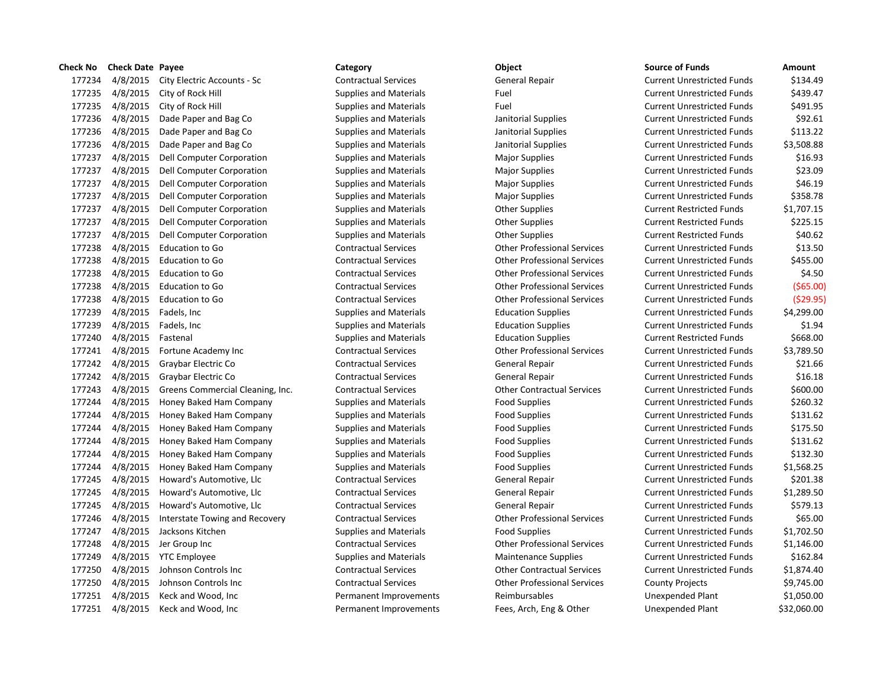| Check No | Check Date | Payee | Category | Object | Source of Funds | Amount |
|---|---|---|---|---|---|---|
| 177234 | 4/8/2015 | City Electric Accounts - Sc | Contractual Services | General Repair | Current Unrestricted Funds | $134.49 |
| 177235 | 4/8/2015 | City of Rock Hill | Supplies and Materials | Fuel | Current Unrestricted Funds | $439.47 |
| 177235 | 4/8/2015 | City of Rock Hill | Supplies and Materials | Fuel | Current Unrestricted Funds | $491.95 |
| 177236 | 4/8/2015 | Dade Paper and Bag Co | Supplies and Materials | Janitorial Supplies | Current Unrestricted Funds | $92.61 |
| 177236 | 4/8/2015 | Dade Paper and Bag Co | Supplies and Materials | Janitorial Supplies | Current Unrestricted Funds | $113.22 |
| 177236 | 4/8/2015 | Dade Paper and Bag Co | Supplies and Materials | Janitorial Supplies | Current Unrestricted Funds | $3,508.88 |
| 177237 | 4/8/2015 | Dell Computer Corporation | Supplies and Materials | Major Supplies | Current Unrestricted Funds | $16.93 |
| 177237 | 4/8/2015 | Dell Computer Corporation | Supplies and Materials | Major Supplies | Current Unrestricted Funds | $23.09 |
| 177237 | 4/8/2015 | Dell Computer Corporation | Supplies and Materials | Major Supplies | Current Unrestricted Funds | $46.19 |
| 177237 | 4/8/2015 | Dell Computer Corporation | Supplies and Materials | Major Supplies | Current Unrestricted Funds | $358.78 |
| 177237 | 4/8/2015 | Dell Computer Corporation | Supplies and Materials | Other Supplies | Current Restricted Funds | $1,707.15 |
| 177237 | 4/8/2015 | Dell Computer Corporation | Supplies and Materials | Other Supplies | Current Restricted Funds | $225.15 |
| 177237 | 4/8/2015 | Dell Computer Corporation | Supplies and Materials | Other Supplies | Current Restricted Funds | $40.62 |
| 177238 | 4/8/2015 | Education to Go | Contractual Services | Other Professional Services | Current Unrestricted Funds | $13.50 |
| 177238 | 4/8/2015 | Education to Go | Contractual Services | Other Professional Services | Current Unrestricted Funds | $455.00 |
| 177238 | 4/8/2015 | Education to Go | Contractual Services | Other Professional Services | Current Unrestricted Funds | $4.50 |
| 177238 | 4/8/2015 | Education to Go | Contractual Services | Other Professional Services | Current Unrestricted Funds | ($65.00) |
| 177238 | 4/8/2015 | Education to Go | Contractual Services | Other Professional Services | Current Unrestricted Funds | ($29.95) |
| 177239 | 4/8/2015 | Fadels, Inc | Supplies and Materials | Education Supplies | Current Unrestricted Funds | $4,299.00 |
| 177239 | 4/8/2015 | Fadels, Inc | Supplies and Materials | Education Supplies | Current Unrestricted Funds | $1.94 |
| 177240 | 4/8/2015 | Fastenal | Supplies and Materials | Education Supplies | Current Restricted Funds | $668.00 |
| 177241 | 4/8/2015 | Fortune Academy Inc | Contractual Services | Other Professional Services | Current Unrestricted Funds | $3,789.50 |
| 177242 | 4/8/2015 | Graybar Electric Co | Contractual Services | General Repair | Current Unrestricted Funds | $21.66 |
| 177242 | 4/8/2015 | Graybar Electric Co | Contractual Services | General Repair | Current Unrestricted Funds | $16.18 |
| 177243 | 4/8/2015 | Greens Commercial Cleaning, Inc. | Contractual Services | Other Contractual Services | Current Unrestricted Funds | $600.00 |
| 177244 | 4/8/2015 | Honey Baked Ham Company | Supplies and Materials | Food Supplies | Current Unrestricted Funds | $260.32 |
| 177244 | 4/8/2015 | Honey Baked Ham Company | Supplies and Materials | Food Supplies | Current Unrestricted Funds | $131.62 |
| 177244 | 4/8/2015 | Honey Baked Ham Company | Supplies and Materials | Food Supplies | Current Unrestricted Funds | $175.50 |
| 177244 | 4/8/2015 | Honey Baked Ham Company | Supplies and Materials | Food Supplies | Current Unrestricted Funds | $131.62 |
| 177244 | 4/8/2015 | Honey Baked Ham Company | Supplies and Materials | Food Supplies | Current Unrestricted Funds | $132.30 |
| 177244 | 4/8/2015 | Honey Baked Ham Company | Supplies and Materials | Food Supplies | Current Unrestricted Funds | $1,568.25 |
| 177245 | 4/8/2015 | Howard's Automotive, Llc | Contractual Services | General Repair | Current Unrestricted Funds | $201.38 |
| 177245 | 4/8/2015 | Howard's Automotive, Llc | Contractual Services | General Repair | Current Unrestricted Funds | $1,289.50 |
| 177245 | 4/8/2015 | Howard's Automotive, Llc | Contractual Services | General Repair | Current Unrestricted Funds | $579.13 |
| 177246 | 4/8/2015 | Interstate Towing and Recovery | Contractual Services | Other Professional Services | Current Unrestricted Funds | $65.00 |
| 177247 | 4/8/2015 | Jacksons Kitchen | Supplies and Materials | Food Supplies | Current Unrestricted Funds | $1,702.50 |
| 177248 | 4/8/2015 | Jer Group Inc | Contractual Services | Other Professional Services | Current Unrestricted Funds | $1,146.00 |
| 177249 | 4/8/2015 | YTC Employee | Supplies and Materials | Maintenance Supplies | Current Unrestricted Funds | $162.84 |
| 177250 | 4/8/2015 | Johnson Controls Inc | Contractual Services | Other Contractual Services | Current Unrestricted Funds | $1,874.40 |
| 177250 | 4/8/2015 | Johnson Controls Inc | Contractual Services | Other Professional Services | County Projects | $9,745.00 |
| 177251 | 4/8/2015 | Keck and Wood, Inc | Permanent Improvements | Reimbursables | Unexpended Plant | $1,050.00 |
| 177251 | 4/8/2015 | Keck and Wood, Inc | Permanent Improvements | Fees, Arch, Eng & Other | Unexpended Plant | $32,060.00 |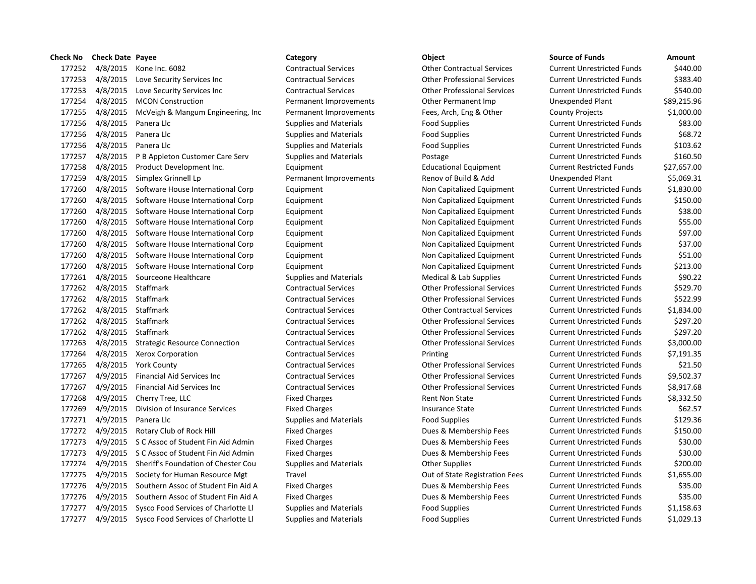| Check No | Check Date | Payee | Category | Object | Source of Funds | Amount |
|---|---|---|---|---|---|---|
| 177252 | 4/8/2015 | Kone Inc. 6082 | Contractual Services | Other Contractual Services | Current Unrestricted Funds | $440.00 |
| 177253 | 4/8/2015 | Love Security Services Inc | Contractual Services | Other Professional Services | Current Unrestricted Funds | $383.40 |
| 177253 | 4/8/2015 | Love Security Services Inc | Contractual Services | Other Professional Services | Current Unrestricted Funds | $540.00 |
| 177254 | 4/8/2015 | MCON Construction | Permanent Improvements | Other Permanent Imp | Unexpended Plant | $89,215.96 |
| 177255 | 4/8/2015 | McVeigh & Mangum Engineering, Inc | Permanent Improvements | Fees, Arch, Eng & Other | County Projects | $1,000.00 |
| 177256 | 4/8/2015 | Panera Llc | Supplies and Materials | Food Supplies | Current Unrestricted Funds | $83.00 |
| 177256 | 4/8/2015 | Panera Llc | Supplies and Materials | Food Supplies | Current Unrestricted Funds | $68.72 |
| 177256 | 4/8/2015 | Panera Llc | Supplies and Materials | Food Supplies | Current Unrestricted Funds | $103.62 |
| 177257 | 4/8/2015 | P B Appleton Customer Care Serv | Supplies and Materials | Postage | Current Unrestricted Funds | $160.50 |
| 177258 | 4/8/2015 | Product Development Inc. | Equipment | Educational Equipment | Current Restricted Funds | $27,657.00 |
| 177259 | 4/8/2015 | Simplex Grinnell Lp | Permanent Improvements | Renov of Build & Add | Unexpended Plant | $5,069.31 |
| 177260 | 4/8/2015 | Software House International Corp | Equipment | Non Capitalized Equipment | Current Unrestricted Funds | $1,830.00 |
| 177260 | 4/8/2015 | Software House International Corp | Equipment | Non Capitalized Equipment | Current Unrestricted Funds | $150.00 |
| 177260 | 4/8/2015 | Software House International Corp | Equipment | Non Capitalized Equipment | Current Unrestricted Funds | $38.00 |
| 177260 | 4/8/2015 | Software House International Corp | Equipment | Non Capitalized Equipment | Current Unrestricted Funds | $55.00 |
| 177260 | 4/8/2015 | Software House International Corp | Equipment | Non Capitalized Equipment | Current Unrestricted Funds | $97.00 |
| 177260 | 4/8/2015 | Software House International Corp | Equipment | Non Capitalized Equipment | Current Unrestricted Funds | $37.00 |
| 177260 | 4/8/2015 | Software House International Corp | Equipment | Non Capitalized Equipment | Current Unrestricted Funds | $51.00 |
| 177260 | 4/8/2015 | Software House International Corp | Equipment | Non Capitalized Equipment | Current Unrestricted Funds | $213.00 |
| 177261 | 4/8/2015 | Sourceone Healthcare | Supplies and Materials | Medical & Lab Supplies | Current Unrestricted Funds | $90.22 |
| 177262 | 4/8/2015 | Staffmark | Contractual Services | Other Professional Services | Current Unrestricted Funds | $529.70 |
| 177262 | 4/8/2015 | Staffmark | Contractual Services | Other Professional Services | Current Unrestricted Funds | $522.99 |
| 177262 | 4/8/2015 | Staffmark | Contractual Services | Other Contractual Services | Current Unrestricted Funds | $1,834.00 |
| 177262 | 4/8/2015 | Staffmark | Contractual Services | Other Professional Services | Current Unrestricted Funds | $297.20 |
| 177262 | 4/8/2015 | Staffmark | Contractual Services | Other Professional Services | Current Unrestricted Funds | $297.20 |
| 177263 | 4/8/2015 | Strategic Resource Connection | Contractual Services | Other Professional Services | Current Unrestricted Funds | $3,000.00 |
| 177264 | 4/8/2015 | Xerox Corporation | Contractual Services | Printing | Current Unrestricted Funds | $7,191.35 |
| 177265 | 4/8/2015 | York County | Contractual Services | Other Professional Services | Current Unrestricted Funds | $21.50 |
| 177267 | 4/9/2015 | Financial Aid Services Inc | Contractual Services | Other Professional Services | Current Unrestricted Funds | $9,502.37 |
| 177267 | 4/9/2015 | Financial Aid Services Inc | Contractual Services | Other Professional Services | Current Unrestricted Funds | $8,917.68 |
| 177268 | 4/9/2015 | Cherry Tree, LLC | Fixed Charges | Rent Non State | Current Unrestricted Funds | $8,332.50 |
| 177269 | 4/9/2015 | Division of Insurance Services | Fixed Charges | Insurance State | Current Unrestricted Funds | $62.57 |
| 177271 | 4/9/2015 | Panera Llc | Supplies and Materials | Food Supplies | Current Unrestricted Funds | $129.36 |
| 177272 | 4/9/2015 | Rotary Club of Rock Hill | Fixed Charges | Dues & Membership Fees | Current Unrestricted Funds | $150.00 |
| 177273 | 4/9/2015 | S C Assoc of Student Fin Aid Admin | Fixed Charges | Dues & Membership Fees | Current Unrestricted Funds | $30.00 |
| 177273 | 4/9/2015 | S C Assoc of Student Fin Aid Admin | Fixed Charges | Dues & Membership Fees | Current Unrestricted Funds | $30.00 |
| 177274 | 4/9/2015 | Sheriff's Foundation of Chester Cou | Supplies and Materials | Other Supplies | Current Unrestricted Funds | $200.00 |
| 177275 | 4/9/2015 | Society for Human Resource Mgt | Travel | Out of State Registration Fees | Current Unrestricted Funds | $1,655.00 |
| 177276 | 4/9/2015 | Southern Assoc of Student Fin Aid A | Fixed Charges | Dues & Membership Fees | Current Unrestricted Funds | $35.00 |
| 177276 | 4/9/2015 | Southern Assoc of Student Fin Aid A | Fixed Charges | Dues & Membership Fees | Current Unrestricted Funds | $35.00 |
| 177277 | 4/9/2015 | Sysco Food Services of Charlotte Ll | Supplies and Materials | Food Supplies | Current Unrestricted Funds | $1,158.63 |
| 177277 | 4/9/2015 | Sysco Food Services of Charlotte Ll | Supplies and Materials | Food Supplies | Current Unrestricted Funds | $1,029.13 |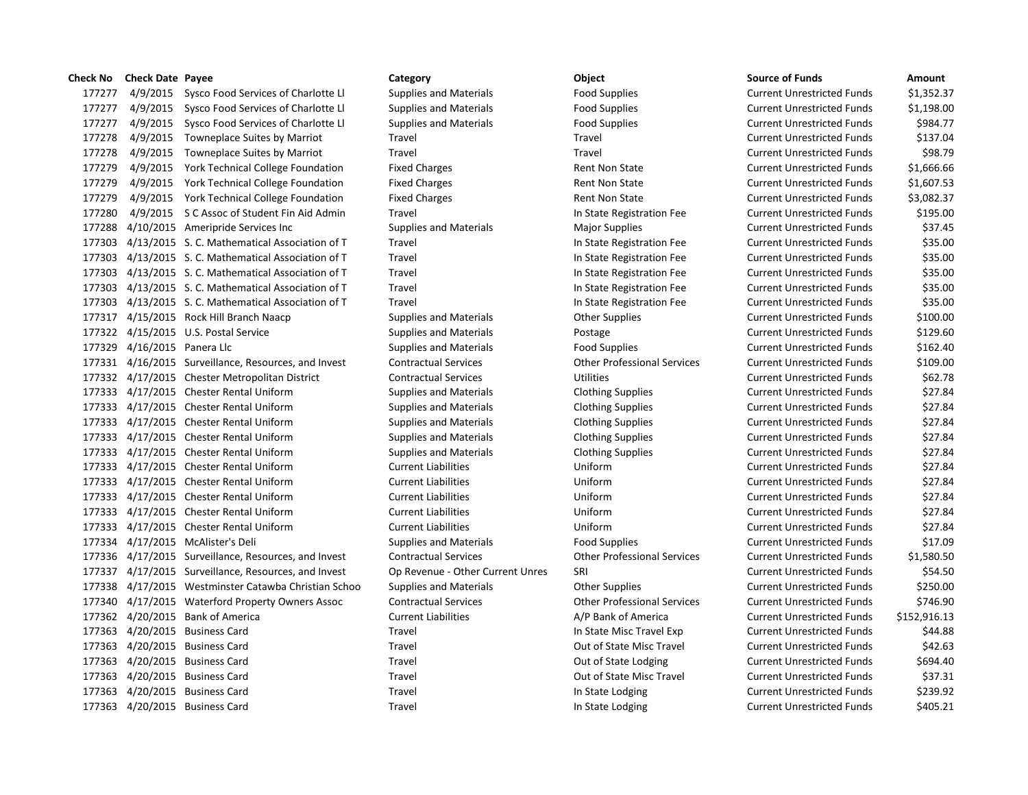| Check No | Check Date | Payee | Category | Object | Source of Funds | Amount |
|---|---|---|---|---|---|---|
| 177277 | 4/9/2015 | Sysco Food Services of Charlotte Ll | Supplies and Materials | Food Supplies | Current Unrestricted Funds | $1,352.37 |
| 177277 | 4/9/2015 | Sysco Food Services of Charlotte Ll | Supplies and Materials | Food Supplies | Current Unrestricted Funds | $1,198.00 |
| 177277 | 4/9/2015 | Sysco Food Services of Charlotte Ll | Supplies and Materials | Food Supplies | Current Unrestricted Funds | $984.77 |
| 177278 | 4/9/2015 | Towneplace Suites by Marriot | Travel | Travel | Current Unrestricted Funds | $137.04 |
| 177278 | 4/9/2015 | Towneplace Suites by Marriot | Travel | Travel | Current Unrestricted Funds | $98.79 |
| 177279 | 4/9/2015 | York Technical College Foundation | Fixed Charges | Rent Non State | Current Unrestricted Funds | $1,666.66 |
| 177279 | 4/9/2015 | York Technical College Foundation | Fixed Charges | Rent Non State | Current Unrestricted Funds | $1,607.53 |
| 177279 | 4/9/2015 | York Technical College Foundation | Fixed Charges | Rent Non State | Current Unrestricted Funds | $3,082.37 |
| 177280 | 4/9/2015 | S C Assoc of Student Fin Aid Admin | Travel | In State Registration Fee | Current Unrestricted Funds | $195.00 |
| 177288 | 4/10/2015 | Ameripride Services Inc | Supplies and Materials | Major Supplies | Current Unrestricted Funds | $37.45 |
| 177303 | 4/13/2015 | S. C. Mathematical Association of T | Travel | In State Registration Fee | Current Unrestricted Funds | $35.00 |
| 177303 | 4/13/2015 | S. C. Mathematical Association of T | Travel | In State Registration Fee | Current Unrestricted Funds | $35.00 |
| 177303 | 4/13/2015 | S. C. Mathematical Association of T | Travel | In State Registration Fee | Current Unrestricted Funds | $35.00 |
| 177303 | 4/13/2015 | S. C. Mathematical Association of T | Travel | In State Registration Fee | Current Unrestricted Funds | $35.00 |
| 177303 | 4/13/2015 | S. C. Mathematical Association of T | Travel | In State Registration Fee | Current Unrestricted Funds | $35.00 |
| 177317 | 4/15/2015 | Rock Hill Branch Naacp | Supplies and Materials | Other Supplies | Current Unrestricted Funds | $100.00 |
| 177322 | 4/15/2015 | U.S. Postal Service | Supplies and Materials | Postage | Current Unrestricted Funds | $129.60 |
| 177329 | 4/16/2015 | Panera Llc | Supplies and Materials | Food Supplies | Current Unrestricted Funds | $162.40 |
| 177331 | 4/16/2015 | Surveillance, Resources, and Invest | Contractual Services | Other Professional Services | Current Unrestricted Funds | $109.00 |
| 177332 | 4/17/2015 | Chester Metropolitan District | Contractual Services | Utilities | Current Unrestricted Funds | $62.78 |
| 177333 | 4/17/2015 | Chester Rental Uniform | Supplies and Materials | Clothing Supplies | Current Unrestricted Funds | $27.84 |
| 177333 | 4/17/2015 | Chester Rental Uniform | Supplies and Materials | Clothing Supplies | Current Unrestricted Funds | $27.84 |
| 177333 | 4/17/2015 | Chester Rental Uniform | Supplies and Materials | Clothing Supplies | Current Unrestricted Funds | $27.84 |
| 177333 | 4/17/2015 | Chester Rental Uniform | Supplies and Materials | Clothing Supplies | Current Unrestricted Funds | $27.84 |
| 177333 | 4/17/2015 | Chester Rental Uniform | Supplies and Materials | Clothing Supplies | Current Unrestricted Funds | $27.84 |
| 177333 | 4/17/2015 | Chester Rental Uniform | Current Liabilities | Uniform | Current Unrestricted Funds | $27.84 |
| 177333 | 4/17/2015 | Chester Rental Uniform | Current Liabilities | Uniform | Current Unrestricted Funds | $27.84 |
| 177333 | 4/17/2015 | Chester Rental Uniform | Current Liabilities | Uniform | Current Unrestricted Funds | $27.84 |
| 177333 | 4/17/2015 | Chester Rental Uniform | Current Liabilities | Uniform | Current Unrestricted Funds | $27.84 |
| 177333 | 4/17/2015 | Chester Rental Uniform | Current Liabilities | Uniform | Current Unrestricted Funds | $27.84 |
| 177334 | 4/17/2015 | McAlister's Deli | Supplies and Materials | Food Supplies | Current Unrestricted Funds | $17.09 |
| 177336 | 4/17/2015 | Surveillance, Resources, and Invest | Contractual Services | Other Professional Services | Current Unrestricted Funds | $1,580.50 |
| 177337 | 4/17/2015 | Surveillance, Resources, and Invest | Op Revenue - Other Current Unres | SRI | Current Unrestricted Funds | $54.50 |
| 177338 | 4/17/2015 | Westminster Catawba Christian Schoo | Supplies and Materials | Other Supplies | Current Unrestricted Funds | $250.00 |
| 177340 | 4/17/2015 | Waterford Property Owners Assoc | Contractual Services | Other Professional Services | Current Unrestricted Funds | $746.90 |
| 177362 | 4/20/2015 | Bank of America | Current Liabilities | A/P Bank of America | Current Unrestricted Funds | $152,916.13 |
| 177363 | 4/20/2015 | Business Card | Travel | In State Misc Travel Exp | Current Unrestricted Funds | $44.88 |
| 177363 | 4/20/2015 | Business Card | Travel | Out of State Misc Travel | Current Unrestricted Funds | $42.63 |
| 177363 | 4/20/2015 | Business Card | Travel | Out of State Lodging | Current Unrestricted Funds | $694.40 |
| 177363 | 4/20/2015 | Business Card | Travel | Out of State Misc Travel | Current Unrestricted Funds | $37.31 |
| 177363 | 4/20/2015 | Business Card | Travel | In State Lodging | Current Unrestricted Funds | $239.92 |
| 177363 | 4/20/2015 | Business Card | Travel | In State Lodging | Current Unrestricted Funds | $405.21 |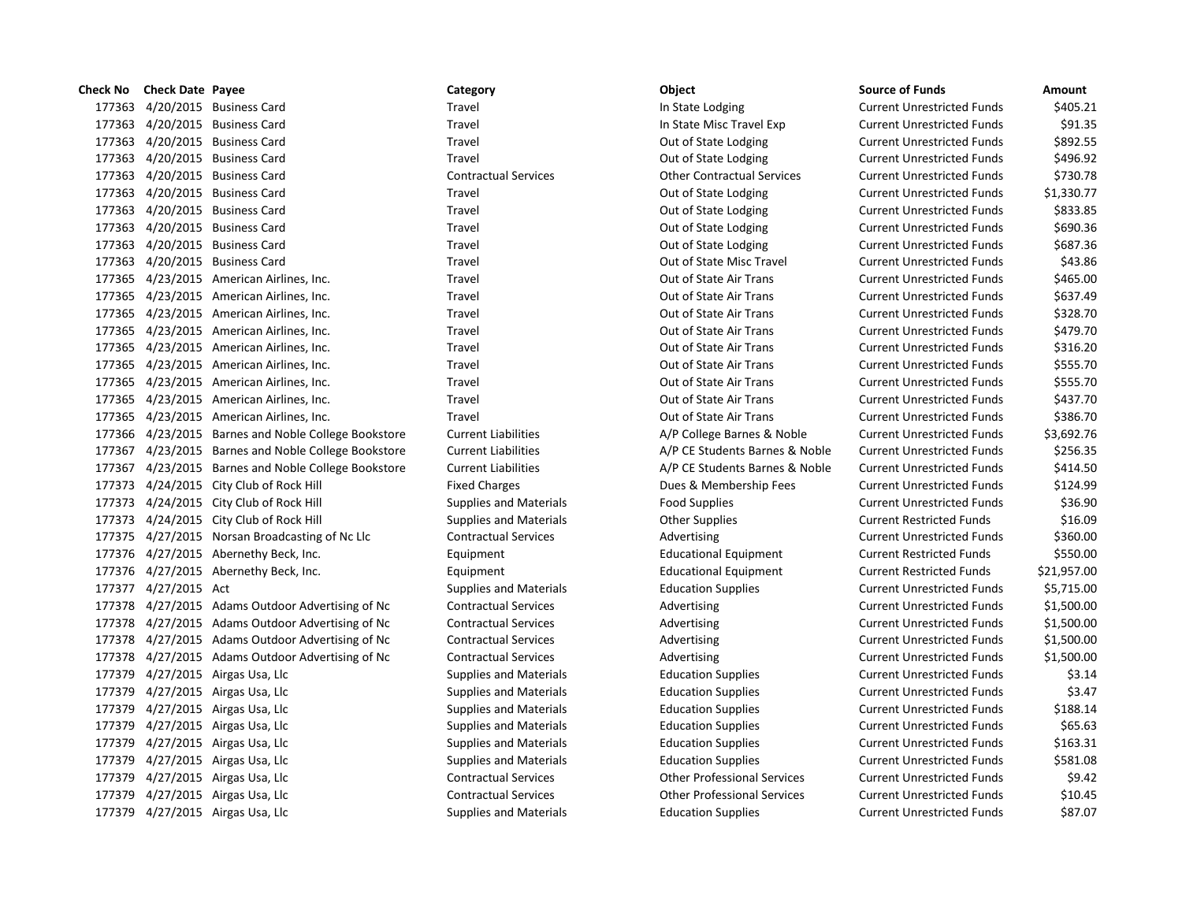| Check No | Check Date | Payee | Category | Object | Source of Funds | Amount |
| --- | --- | --- | --- | --- | --- | --- |
| 177363 | 4/20/2015 | Business Card | Travel | In State Lodging | Current Unrestricted Funds | $405.21 |
| 177363 | 4/20/2015 | Business Card | Travel | In State Misc Travel Exp | Current Unrestricted Funds | $91.35 |
| 177363 | 4/20/2015 | Business Card | Travel | Out of State Lodging | Current Unrestricted Funds | $892.55 |
| 177363 | 4/20/2015 | Business Card | Travel | Out of State Lodging | Current Unrestricted Funds | $496.92 |
| 177363 | 4/20/2015 | Business Card | Contractual Services | Other Contractual Services | Current Unrestricted Funds | $730.78 |
| 177363 | 4/20/2015 | Business Card | Travel | Out of State Lodging | Current Unrestricted Funds | $1,330.77 |
| 177363 | 4/20/2015 | Business Card | Travel | Out of State Lodging | Current Unrestricted Funds | $833.85 |
| 177363 | 4/20/2015 | Business Card | Travel | Out of State Lodging | Current Unrestricted Funds | $690.36 |
| 177363 | 4/20/2015 | Business Card | Travel | Out of State Lodging | Current Unrestricted Funds | $687.36 |
| 177363 | 4/20/2015 | Business Card | Travel | Out of State Misc Travel | Current Unrestricted Funds | $43.86 |
| 177365 | 4/23/2015 | American Airlines, Inc. | Travel | Out of State Air Trans | Current Unrestricted Funds | $465.00 |
| 177365 | 4/23/2015 | American Airlines, Inc. | Travel | Out of State Air Trans | Current Unrestricted Funds | $637.49 |
| 177365 | 4/23/2015 | American Airlines, Inc. | Travel | Out of State Air Trans | Current Unrestricted Funds | $328.70 |
| 177365 | 4/23/2015 | American Airlines, Inc. | Travel | Out of State Air Trans | Current Unrestricted Funds | $479.70 |
| 177365 | 4/23/2015 | American Airlines, Inc. | Travel | Out of State Air Trans | Current Unrestricted Funds | $316.20 |
| 177365 | 4/23/2015 | American Airlines, Inc. | Travel | Out of State Air Trans | Current Unrestricted Funds | $555.70 |
| 177365 | 4/23/2015 | American Airlines, Inc. | Travel | Out of State Air Trans | Current Unrestricted Funds | $555.70 |
| 177365 | 4/23/2015 | American Airlines, Inc. | Travel | Out of State Air Trans | Current Unrestricted Funds | $437.70 |
| 177365 | 4/23/2015 | American Airlines, Inc. | Travel | Out of State Air Trans | Current Unrestricted Funds | $386.70 |
| 177366 | 4/23/2015 | Barnes and Noble College Bookstore | Current Liabilities | A/P College Barnes & Noble | Current Unrestricted Funds | $3,692.76 |
| 177367 | 4/23/2015 | Barnes and Noble College Bookstore | Current Liabilities | A/P CE Students Barnes & Noble | Current Unrestricted Funds | $256.35 |
| 177367 | 4/23/2015 | Barnes and Noble College Bookstore | Current Liabilities | A/P CE Students Barnes & Noble | Current Unrestricted Funds | $414.50 |
| 177373 | 4/24/2015 | City Club of Rock Hill | Fixed Charges | Dues & Membership Fees | Current Unrestricted Funds | $124.99 |
| 177373 | 4/24/2015 | City Club of Rock Hill | Supplies and Materials | Food Supplies | Current Unrestricted Funds | $36.90 |
| 177373 | 4/24/2015 | City Club of Rock Hill | Supplies and Materials | Other Supplies | Current Restricted Funds | $16.09 |
| 177375 | 4/27/2015 | Norsan Broadcasting of Nc Llc | Contractual Services | Advertising | Current Unrestricted Funds | $360.00 |
| 177376 | 4/27/2015 | Abernethy Beck, Inc. | Equipment | Educational Equipment | Current Restricted Funds | $550.00 |
| 177376 | 4/27/2015 | Abernethy Beck, Inc. | Equipment | Educational Equipment | Current Restricted Funds | $21,957.00 |
| 177377 | 4/27/2015 | Act | Supplies and Materials | Education Supplies | Current Unrestricted Funds | $5,715.00 |
| 177378 | 4/27/2015 | Adams Outdoor Advertising of Nc | Contractual Services | Advertising | Current Unrestricted Funds | $1,500.00 |
| 177378 | 4/27/2015 | Adams Outdoor Advertising of Nc | Contractual Services | Advertising | Current Unrestricted Funds | $1,500.00 |
| 177378 | 4/27/2015 | Adams Outdoor Advertising of Nc | Contractual Services | Advertising | Current Unrestricted Funds | $1,500.00 |
| 177378 | 4/27/2015 | Adams Outdoor Advertising of Nc | Contractual Services | Advertising | Current Unrestricted Funds | $1,500.00 |
| 177379 | 4/27/2015 | Airgas Usa, Llc | Supplies and Materials | Education Supplies | Current Unrestricted Funds | $3.14 |
| 177379 | 4/27/2015 | Airgas Usa, Llc | Supplies and Materials | Education Supplies | Current Unrestricted Funds | $3.47 |
| 177379 | 4/27/2015 | Airgas Usa, Llc | Supplies and Materials | Education Supplies | Current Unrestricted Funds | $188.14 |
| 177379 | 4/27/2015 | Airgas Usa, Llc | Supplies and Materials | Education Supplies | Current Unrestricted Funds | $65.63 |
| 177379 | 4/27/2015 | Airgas Usa, Llc | Supplies and Materials | Education Supplies | Current Unrestricted Funds | $163.31 |
| 177379 | 4/27/2015 | Airgas Usa, Llc | Supplies and Materials | Education Supplies | Current Unrestricted Funds | $581.08 |
| 177379 | 4/27/2015 | Airgas Usa, Llc | Contractual Services | Other Professional Services | Current Unrestricted Funds | $9.42 |
| 177379 | 4/27/2015 | Airgas Usa, Llc | Contractual Services | Other Professional Services | Current Unrestricted Funds | $10.45 |
| 177379 | 4/27/2015 | Airgas Usa, Llc | Supplies and Materials | Education Supplies | Current Unrestricted Funds | $87.07 |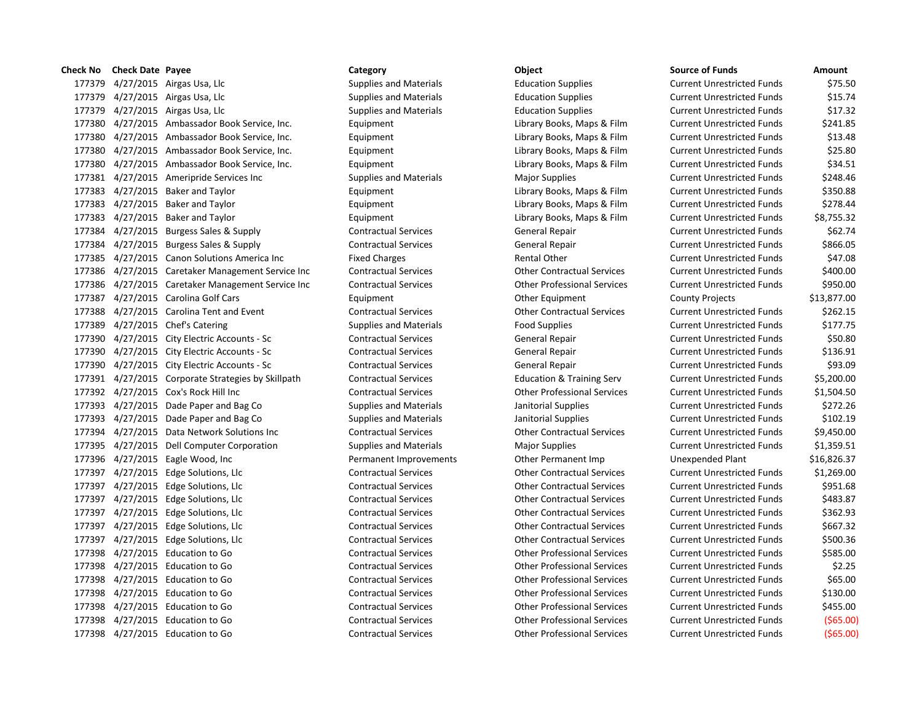| Check No | Check Date | Payee | Category | Object | Source of Funds | Amount |
|---|---|---|---|---|---|---|
| 177379 | 4/27/2015 | Airgas Usa, Llc | Supplies and Materials | Education Supplies | Current Unrestricted Funds | $75.50 |
| 177379 | 4/27/2015 | Airgas Usa, Llc | Supplies and Materials | Education Supplies | Current Unrestricted Funds | $15.74 |
| 177379 | 4/27/2015 | Airgas Usa, Llc | Supplies and Materials | Education Supplies | Current Unrestricted Funds | $17.32 |
| 177380 | 4/27/2015 | Ambassador Book Service, Inc. | Equipment | Library Books, Maps & Film | Current Unrestricted Funds | $241.85 |
| 177380 | 4/27/2015 | Ambassador Book Service, Inc. | Equipment | Library Books, Maps & Film | Current Unrestricted Funds | $13.48 |
| 177380 | 4/27/2015 | Ambassador Book Service, Inc. | Equipment | Library Books, Maps & Film | Current Unrestricted Funds | $25.80 |
| 177380 | 4/27/2015 | Ambassador Book Service, Inc. | Equipment | Library Books, Maps & Film | Current Unrestricted Funds | $34.51 |
| 177381 | 4/27/2015 | Ameripride Services Inc | Supplies and Materials | Major Supplies | Current Unrestricted Funds | $248.46 |
| 177383 | 4/27/2015 | Baker and Taylor | Equipment | Library Books, Maps & Film | Current Unrestricted Funds | $350.88 |
| 177383 | 4/27/2015 | Baker and Taylor | Equipment | Library Books, Maps & Film | Current Unrestricted Funds | $278.44 |
| 177383 | 4/27/2015 | Baker and Taylor | Equipment | Library Books, Maps & Film | Current Unrestricted Funds | $8,755.32 |
| 177384 | 4/27/2015 | Burgess Sales & Supply | Contractual Services | General Repair | Current Unrestricted Funds | $62.74 |
| 177384 | 4/27/2015 | Burgess Sales & Supply | Contractual Services | General Repair | Current Unrestricted Funds | $866.05 |
| 177385 | 4/27/2015 | Canon Solutions America Inc | Fixed Charges | Rental Other | Current Unrestricted Funds | $47.08 |
| 177386 | 4/27/2015 | Caretaker Management Service Inc | Contractual Services | Other Contractual Services | Current Unrestricted Funds | $400.00 |
| 177386 | 4/27/2015 | Caretaker Management Service Inc | Contractual Services | Other Professional Services | Current Unrestricted Funds | $950.00 |
| 177387 | 4/27/2015 | Carolina Golf Cars | Equipment | Other Equipment | County Projects | $13,877.00 |
| 177388 | 4/27/2015 | Carolina Tent and Event | Contractual Services | Other Contractual Services | Current Unrestricted Funds | $262.15 |
| 177389 | 4/27/2015 | Chef's Catering | Supplies and Materials | Food Supplies | Current Unrestricted Funds | $177.75 |
| 177390 | 4/27/2015 | City Electric Accounts - Sc | Contractual Services | General Repair | Current Unrestricted Funds | $50.80 |
| 177390 | 4/27/2015 | City Electric Accounts - Sc | Contractual Services | General Repair | Current Unrestricted Funds | $136.91 |
| 177390 | 4/27/2015 | City Electric Accounts - Sc | Contractual Services | General Repair | Current Unrestricted Funds | $93.09 |
| 177391 | 4/27/2015 | Corporate Strategies by Skillpath | Contractual Services | Education & Training Serv | Current Unrestricted Funds | $5,200.00 |
| 177392 | 4/27/2015 | Cox's Rock Hill Inc | Contractual Services | Other Professional Services | Current Unrestricted Funds | $1,504.50 |
| 177393 | 4/27/2015 | Dade Paper and Bag Co | Supplies and Materials | Janitorial Supplies | Current Unrestricted Funds | $272.26 |
| 177393 | 4/27/2015 | Dade Paper and Bag Co | Supplies and Materials | Janitorial Supplies | Current Unrestricted Funds | $102.19 |
| 177394 | 4/27/2015 | Data Network Solutions Inc | Contractual Services | Other Contractual Services | Current Unrestricted Funds | $9,450.00 |
| 177395 | 4/27/2015 | Dell Computer Corporation | Supplies and Materials | Major Supplies | Current Unrestricted Funds | $1,359.51 |
| 177396 | 4/27/2015 | Eagle Wood, Inc | Permanent Improvements | Other Permanent Imp | Unexpended Plant | $16,826.37 |
| 177397 | 4/27/2015 | Edge Solutions, Llc | Contractual Services | Other Contractual Services | Current Unrestricted Funds | $1,269.00 |
| 177397 | 4/27/2015 | Edge Solutions, Llc | Contractual Services | Other Contractual Services | Current Unrestricted Funds | $951.68 |
| 177397 | 4/27/2015 | Edge Solutions, Llc | Contractual Services | Other Contractual Services | Current Unrestricted Funds | $483.87 |
| 177397 | 4/27/2015 | Edge Solutions, Llc | Contractual Services | Other Contractual Services | Current Unrestricted Funds | $362.93 |
| 177397 | 4/27/2015 | Edge Solutions, Llc | Contractual Services | Other Contractual Services | Current Unrestricted Funds | $667.32 |
| 177397 | 4/27/2015 | Edge Solutions, Llc | Contractual Services | Other Contractual Services | Current Unrestricted Funds | $500.36 |
| 177398 | 4/27/2015 | Education to Go | Contractual Services | Other Professional Services | Current Unrestricted Funds | $585.00 |
| 177398 | 4/27/2015 | Education to Go | Contractual Services | Other Professional Services | Current Unrestricted Funds | $2.25 |
| 177398 | 4/27/2015 | Education to Go | Contractual Services | Other Professional Services | Current Unrestricted Funds | $65.00 |
| 177398 | 4/27/2015 | Education to Go | Contractual Services | Other Professional Services | Current Unrestricted Funds | $130.00 |
| 177398 | 4/27/2015 | Education to Go | Contractual Services | Other Professional Services | Current Unrestricted Funds | $455.00 |
| 177398 | 4/27/2015 | Education to Go | Contractual Services | Other Professional Services | Current Unrestricted Funds | ($65.00) |
| 177398 | 4/27/2015 | Education to Go | Contractual Services | Other Professional Services | Current Unrestricted Funds | ($65.00) |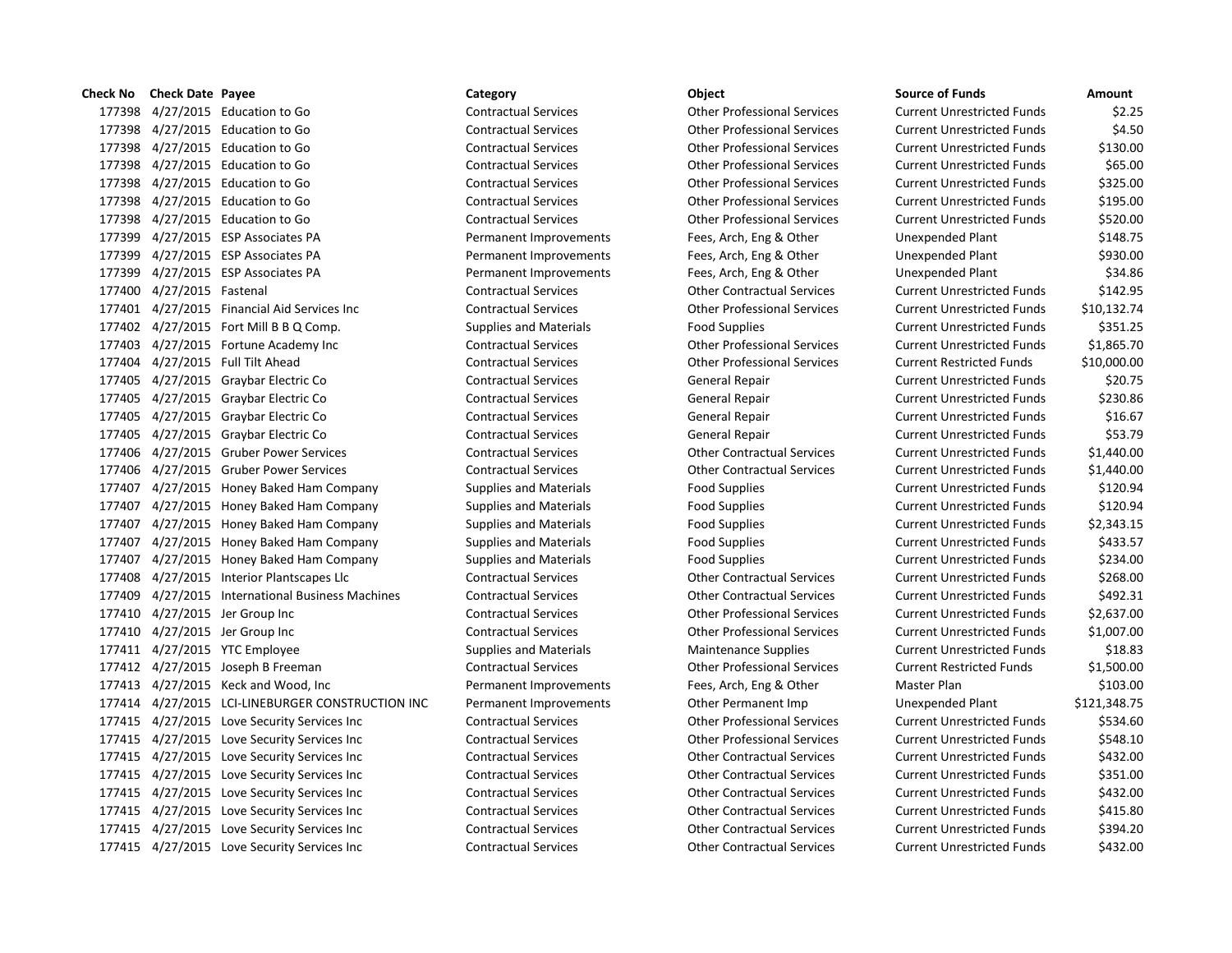| Check No | Check Date | Payee | Category | Object | Source of Funds | Amount |
|---|---|---|---|---|---|---|
| 177398 | 4/27/2015 | Education to Go | Contractual Services | Other Professional Services | Current Unrestricted Funds | $2.25 |
| 177398 | 4/27/2015 | Education to Go | Contractual Services | Other Professional Services | Current Unrestricted Funds | $4.50 |
| 177398 | 4/27/2015 | Education to Go | Contractual Services | Other Professional Services | Current Unrestricted Funds | $130.00 |
| 177398 | 4/27/2015 | Education to Go | Contractual Services | Other Professional Services | Current Unrestricted Funds | $65.00 |
| 177398 | 4/27/2015 | Education to Go | Contractual Services | Other Professional Services | Current Unrestricted Funds | $325.00 |
| 177398 | 4/27/2015 | Education to Go | Contractual Services | Other Professional Services | Current Unrestricted Funds | $195.00 |
| 177398 | 4/27/2015 | Education to Go | Contractual Services | Other Professional Services | Current Unrestricted Funds | $520.00 |
| 177399 | 4/27/2015 | ESP Associates PA | Permanent Improvements | Fees, Arch, Eng & Other | Unexpended Plant | $148.75 |
| 177399 | 4/27/2015 | ESP Associates PA | Permanent Improvements | Fees, Arch, Eng & Other | Unexpended Plant | $930.00 |
| 177399 | 4/27/2015 | ESP Associates PA | Permanent Improvements | Fees, Arch, Eng & Other | Unexpended Plant | $34.86 |
| 177400 | 4/27/2015 | Fastenal | Contractual Services | Other Contractual Services | Current Unrestricted Funds | $142.95 |
| 177401 | 4/27/2015 | Financial Aid Services Inc | Contractual Services | Other Professional Services | Current Unrestricted Funds | $10,132.74 |
| 177402 | 4/27/2015 | Fort Mill B B Q Comp. | Supplies and Materials | Food Supplies | Current Unrestricted Funds | $351.25 |
| 177403 | 4/27/2015 | Fortune Academy Inc | Contractual Services | Other Professional Services | Current Unrestricted Funds | $1,865.70 |
| 177404 | 4/27/2015 | Full Tilt Ahead | Contractual Services | Other Professional Services | Current Restricted Funds | $10,000.00 |
| 177405 | 4/27/2015 | Graybar Electric Co | Contractual Services | General Repair | Current Unrestricted Funds | $20.75 |
| 177405 | 4/27/2015 | Graybar Electric Co | Contractual Services | General Repair | Current Unrestricted Funds | $230.86 |
| 177405 | 4/27/2015 | Graybar Electric Co | Contractual Services | General Repair | Current Unrestricted Funds | $16.67 |
| 177405 | 4/27/2015 | Graybar Electric Co | Contractual Services | General Repair | Current Unrestricted Funds | $53.79 |
| 177406 | 4/27/2015 | Gruber Power Services | Contractual Services | Other Contractual Services | Current Unrestricted Funds | $1,440.00 |
| 177406 | 4/27/2015 | Gruber Power Services | Contractual Services | Other Contractual Services | Current Unrestricted Funds | $1,440.00 |
| 177407 | 4/27/2015 | Honey Baked Ham Company | Supplies and Materials | Food Supplies | Current Unrestricted Funds | $120.94 |
| 177407 | 4/27/2015 | Honey Baked Ham Company | Supplies and Materials | Food Supplies | Current Unrestricted Funds | $120.94 |
| 177407 | 4/27/2015 | Honey Baked Ham Company | Supplies and Materials | Food Supplies | Current Unrestricted Funds | $2,343.15 |
| 177407 | 4/27/2015 | Honey Baked Ham Company | Supplies and Materials | Food Supplies | Current Unrestricted Funds | $433.57 |
| 177407 | 4/27/2015 | Honey Baked Ham Company | Supplies and Materials | Food Supplies | Current Unrestricted Funds | $234.00 |
| 177408 | 4/27/2015 | Interior Plantscapes Llc | Contractual Services | Other Contractual Services | Current Unrestricted Funds | $268.00 |
| 177409 | 4/27/2015 | International Business Machines | Contractual Services | Other Contractual Services | Current Unrestricted Funds | $492.31 |
| 177410 | 4/27/2015 | Jer Group Inc | Contractual Services | Other Professional Services | Current Unrestricted Funds | $2,637.00 |
| 177410 | 4/27/2015 | Jer Group Inc | Contractual Services | Other Professional Services | Current Unrestricted Funds | $1,007.00 |
| 177411 | 4/27/2015 | YTC Employee | Supplies and Materials | Maintenance Supplies | Current Unrestricted Funds | $18.83 |
| 177412 | 4/27/2015 | Joseph B Freeman | Contractual Services | Other Professional Services | Current Restricted Funds | $1,500.00 |
| 177413 | 4/27/2015 | Keck and Wood, Inc | Permanent Improvements | Fees, Arch, Eng & Other | Master Plan | $103.00 |
| 177414 | 4/27/2015 | LCI-LINEBURGER CONSTRUCTION INC | Permanent Improvements | Other Permanent Imp | Unexpended Plant | $121,348.75 |
| 177415 | 4/27/2015 | Love Security Services Inc | Contractual Services | Other Professional Services | Current Unrestricted Funds | $534.60 |
| 177415 | 4/27/2015 | Love Security Services Inc | Contractual Services | Other Professional Services | Current Unrestricted Funds | $548.10 |
| 177415 | 4/27/2015 | Love Security Services Inc | Contractual Services | Other Contractual Services | Current Unrestricted Funds | $432.00 |
| 177415 | 4/27/2015 | Love Security Services Inc | Contractual Services | Other Contractual Services | Current Unrestricted Funds | $351.00 |
| 177415 | 4/27/2015 | Love Security Services Inc | Contractual Services | Other Contractual Services | Current Unrestricted Funds | $432.00 |
| 177415 | 4/27/2015 | Love Security Services Inc | Contractual Services | Other Contractual Services | Current Unrestricted Funds | $415.80 |
| 177415 | 4/27/2015 | Love Security Services Inc | Contractual Services | Other Contractual Services | Current Unrestricted Funds | $394.20 |
| 177415 | 4/27/2015 | Love Security Services Inc | Contractual Services | Other Contractual Services | Current Unrestricted Funds | $432.00 |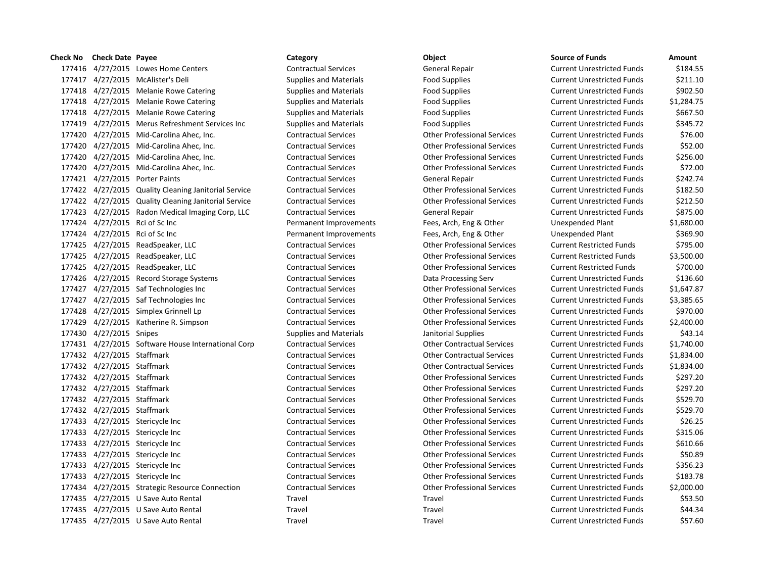| Check No | Check Date | Payee | Category | Object | Source of Funds | Amount |
|---|---|---|---|---|---|---|
| 177416 | 4/27/2015 | Lowes Home Centers | Contractual Services | General Repair | Current Unrestricted Funds | $184.55 |
| 177417 | 4/27/2015 | McAlister's Deli | Supplies and Materials | Food Supplies | Current Unrestricted Funds | $211.10 |
| 177418 | 4/27/2015 | Melanie Rowe Catering | Supplies and Materials | Food Supplies | Current Unrestricted Funds | $902.50 |
| 177418 | 4/27/2015 | Melanie Rowe Catering | Supplies and Materials | Food Supplies | Current Unrestricted Funds | $1,284.75 |
| 177418 | 4/27/2015 | Melanie Rowe Catering | Supplies and Materials | Food Supplies | Current Unrestricted Funds | $667.50 |
| 177419 | 4/27/2015 | Merus Refreshment Services Inc | Supplies and Materials | Food Supplies | Current Unrestricted Funds | $345.72 |
| 177420 | 4/27/2015 | Mid-Carolina Ahec, Inc. | Contractual Services | Other Professional Services | Current Unrestricted Funds | $76.00 |
| 177420 | 4/27/2015 | Mid-Carolina Ahec, Inc. | Contractual Services | Other Professional Services | Current Unrestricted Funds | $52.00 |
| 177420 | 4/27/2015 | Mid-Carolina Ahec, Inc. | Contractual Services | Other Professional Services | Current Unrestricted Funds | $256.00 |
| 177420 | 4/27/2015 | Mid-Carolina Ahec, Inc. | Contractual Services | Other Professional Services | Current Unrestricted Funds | $72.00 |
| 177421 | 4/27/2015 | Porter Paints | Contractual Services | General Repair | Current Unrestricted Funds | $242.74 |
| 177422 | 4/27/2015 | Quality Cleaning Janitorial Service | Contractual Services | Other Professional Services | Current Unrestricted Funds | $182.50 |
| 177422 | 4/27/2015 | Quality Cleaning Janitorial Service | Contractual Services | Other Professional Services | Current Unrestricted Funds | $212.50 |
| 177423 | 4/27/2015 | Radon Medical Imaging Corp, LLC | Contractual Services | General Repair | Current Unrestricted Funds | $875.00 |
| 177424 | 4/27/2015 | Rci of Sc Inc | Permanent Improvements | Fees, Arch, Eng & Other | Unexpended Plant | $1,680.00 |
| 177424 | 4/27/2015 | Rci of Sc Inc | Permanent Improvements | Fees, Arch, Eng & Other | Unexpended Plant | $369.90 |
| 177425 | 4/27/2015 | ReadSpeaker, LLC | Contractual Services | Other Professional Services | Current Restricted Funds | $795.00 |
| 177425 | 4/27/2015 | ReadSpeaker, LLC | Contractual Services | Other Professional Services | Current Restricted Funds | $3,500.00 |
| 177425 | 4/27/2015 | ReadSpeaker, LLC | Contractual Services | Other Professional Services | Current Restricted Funds | $700.00 |
| 177426 | 4/27/2015 | Record Storage Systems | Contractual Services | Data Processing Serv | Current Unrestricted Funds | $136.60 |
| 177427 | 4/27/2015 | Saf Technologies Inc | Contractual Services | Other Professional Services | Current Unrestricted Funds | $1,647.87 |
| 177427 | 4/27/2015 | Saf Technologies Inc | Contractual Services | Other Professional Services | Current Unrestricted Funds | $3,385.65 |
| 177428 | 4/27/2015 | Simplex Grinnell Lp | Contractual Services | Other Professional Services | Current Unrestricted Funds | $970.00 |
| 177429 | 4/27/2015 | Katherine R. Simpson | Contractual Services | Other Professional Services | Current Unrestricted Funds | $2,400.00 |
| 177430 | 4/27/2015 | Snipes | Supplies and Materials | Janitorial Supplies | Current Unrestricted Funds | $43.14 |
| 177431 | 4/27/2015 | Software House International Corp | Contractual Services | Other Contractual Services | Current Unrestricted Funds | $1,740.00 |
| 177432 | 4/27/2015 | Staffmark | Contractual Services | Other Contractual Services | Current Unrestricted Funds | $1,834.00 |
| 177432 | 4/27/2015 | Staffmark | Contractual Services | Other Contractual Services | Current Unrestricted Funds | $1,834.00 |
| 177432 | 4/27/2015 | Staffmark | Contractual Services | Other Professional Services | Current Unrestricted Funds | $297.20 |
| 177432 | 4/27/2015 | Staffmark | Contractual Services | Other Professional Services | Current Unrestricted Funds | $297.20 |
| 177432 | 4/27/2015 | Staffmark | Contractual Services | Other Professional Services | Current Unrestricted Funds | $529.70 |
| 177432 | 4/27/2015 | Staffmark | Contractual Services | Other Professional Services | Current Unrestricted Funds | $529.70 |
| 177433 | 4/27/2015 | Stericycle Inc | Contractual Services | Other Professional Services | Current Unrestricted Funds | $26.25 |
| 177433 | 4/27/2015 | Stericycle Inc | Contractual Services | Other Professional Services | Current Unrestricted Funds | $315.06 |
| 177433 | 4/27/2015 | Stericycle Inc | Contractual Services | Other Professional Services | Current Unrestricted Funds | $610.66 |
| 177433 | 4/27/2015 | Stericycle Inc | Contractual Services | Other Professional Services | Current Unrestricted Funds | $50.89 |
| 177433 | 4/27/2015 | Stericycle Inc | Contractual Services | Other Professional Services | Current Unrestricted Funds | $356.23 |
| 177433 | 4/27/2015 | Stericycle Inc | Contractual Services | Other Professional Services | Current Unrestricted Funds | $183.78 |
| 177434 | 4/27/2015 | Strategic Resource Connection | Contractual Services | Other Professional Services | Current Unrestricted Funds | $2,000.00 |
| 177435 | 4/27/2015 | U Save Auto Rental | Travel | Travel | Current Unrestricted Funds | $53.50 |
| 177435 | 4/27/2015 | U Save Auto Rental | Travel | Travel | Current Unrestricted Funds | $44.34 |
| 177435 | 4/27/2015 | U Save Auto Rental | Travel | Travel | Current Unrestricted Funds | $57.60 |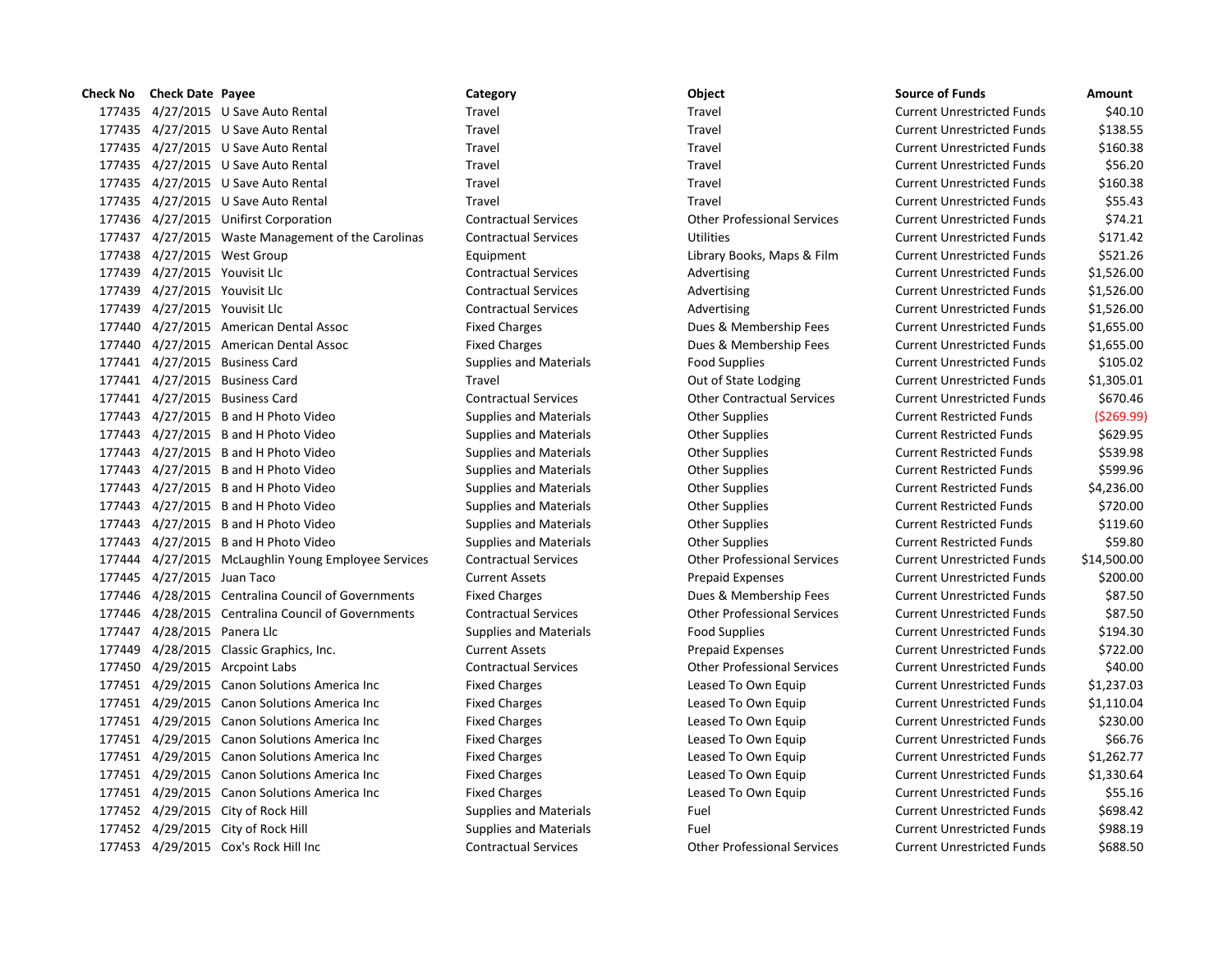| Check No | Check Date | Payee | Category | Object | Source of Funds | Amount |
|---|---|---|---|---|---|---|
| 177435 | 4/27/2015 | U Save Auto Rental | Travel | Travel | Current Unrestricted Funds | $40.10 |
| 177435 | 4/27/2015 | U Save Auto Rental | Travel | Travel | Current Unrestricted Funds | $138.55 |
| 177435 | 4/27/2015 | U Save Auto Rental | Travel | Travel | Current Unrestricted Funds | $160.38 |
| 177435 | 4/27/2015 | U Save Auto Rental | Travel | Travel | Current Unrestricted Funds | $56.20 |
| 177435 | 4/27/2015 | U Save Auto Rental | Travel | Travel | Current Unrestricted Funds | $160.38 |
| 177435 | 4/27/2015 | U Save Auto Rental | Travel | Travel | Current Unrestricted Funds | $55.43 |
| 177436 | 4/27/2015 | Unifirst Corporation | Contractual Services | Other Professional Services | Current Unrestricted Funds | $74.21 |
| 177437 | 4/27/2015 | Waste Management of the Carolinas | Contractual Services | Utilities | Current Unrestricted Funds | $171.42 |
| 177438 | 4/27/2015 | West Group | Equipment | Library Books, Maps & Film | Current Unrestricted Funds | $521.26 |
| 177439 | 4/27/2015 | Youvisit Llc | Contractual Services | Advertising | Current Unrestricted Funds | $1,526.00 |
| 177439 | 4/27/2015 | Youvisit Llc | Contractual Services | Advertising | Current Unrestricted Funds | $1,526.00 |
| 177439 | 4/27/2015 | Youvisit Llc | Contractual Services | Advertising | Current Unrestricted Funds | $1,526.00 |
| 177440 | 4/27/2015 | American Dental Assoc | Fixed Charges | Dues & Membership Fees | Current Unrestricted Funds | $1,655.00 |
| 177440 | 4/27/2015 | American Dental Assoc | Fixed Charges | Dues & Membership Fees | Current Unrestricted Funds | $1,655.00 |
| 177441 | 4/27/2015 | Business Card | Supplies and Materials | Food Supplies | Current Unrestricted Funds | $105.02 |
| 177441 | 4/27/2015 | Business Card | Travel | Out of State Lodging | Current Unrestricted Funds | $1,305.01 |
| 177441 | 4/27/2015 | Business Card | Contractual Services | Other Contractual Services | Current Unrestricted Funds | $670.46 |
| 177443 | 4/27/2015 | B and H Photo Video | Supplies and Materials | Other Supplies | Current Restricted Funds | ($269.99) |
| 177443 | 4/27/2015 | B and H Photo Video | Supplies and Materials | Other Supplies | Current Restricted Funds | $629.95 |
| 177443 | 4/27/2015 | B and H Photo Video | Supplies and Materials | Other Supplies | Current Restricted Funds | $539.98 |
| 177443 | 4/27/2015 | B and H Photo Video | Supplies and Materials | Other Supplies | Current Restricted Funds | $599.96 |
| 177443 | 4/27/2015 | B and H Photo Video | Supplies and Materials | Other Supplies | Current Restricted Funds | $4,236.00 |
| 177443 | 4/27/2015 | B and H Photo Video | Supplies and Materials | Other Supplies | Current Restricted Funds | $720.00 |
| 177443 | 4/27/2015 | B and H Photo Video | Supplies and Materials | Other Supplies | Current Restricted Funds | $119.60 |
| 177443 | 4/27/2015 | B and H Photo Video | Supplies and Materials | Other Supplies | Current Restricted Funds | $59.80 |
| 177444 | 4/27/2015 | McLaughlin Young Employee Services | Contractual Services | Other Professional Services | Current Unrestricted Funds | $14,500.00 |
| 177445 | 4/27/2015 | Juan Taco | Current Assets | Prepaid Expenses | Current Unrestricted Funds | $200.00 |
| 177446 | 4/28/2015 | Centralina Council of Governments | Fixed Charges | Dues & Membership Fees | Current Unrestricted Funds | $87.50 |
| 177446 | 4/28/2015 | Centralina Council of Governments | Contractual Services | Other Professional Services | Current Unrestricted Funds | $87.50 |
| 177447 | 4/28/2015 | Panera Llc | Supplies and Materials | Food Supplies | Current Unrestricted Funds | $194.30 |
| 177449 | 4/28/2015 | Classic Graphics, Inc. | Current Assets | Prepaid Expenses | Current Unrestricted Funds | $722.00 |
| 177450 | 4/29/2015 | Arcpoint Labs | Contractual Services | Other Professional Services | Current Unrestricted Funds | $40.00 |
| 177451 | 4/29/2015 | Canon Solutions America Inc | Fixed Charges | Leased To Own Equip | Current Unrestricted Funds | $1,237.03 |
| 177451 | 4/29/2015 | Canon Solutions America Inc | Fixed Charges | Leased To Own Equip | Current Unrestricted Funds | $1,110.04 |
| 177451 | 4/29/2015 | Canon Solutions America Inc | Fixed Charges | Leased To Own Equip | Current Unrestricted Funds | $230.00 |
| 177451 | 4/29/2015 | Canon Solutions America Inc | Fixed Charges | Leased To Own Equip | Current Unrestricted Funds | $66.76 |
| 177451 | 4/29/2015 | Canon Solutions America Inc | Fixed Charges | Leased To Own Equip | Current Unrestricted Funds | $1,262.77 |
| 177451 | 4/29/2015 | Canon Solutions America Inc | Fixed Charges | Leased To Own Equip | Current Unrestricted Funds | $1,330.64 |
| 177451 | 4/29/2015 | Canon Solutions America Inc | Fixed Charges | Leased To Own Equip | Current Unrestricted Funds | $55.16 |
| 177452 | 4/29/2015 | City of Rock Hill | Supplies and Materials | Fuel | Current Unrestricted Funds | $698.42 |
| 177452 | 4/29/2015 | City of Rock Hill | Supplies and Materials | Fuel | Current Unrestricted Funds | $988.19 |
| 177453 | 4/29/2015 | Cox's Rock Hill Inc | Contractual Services | Other Professional Services | Current Unrestricted Funds | $688.50 |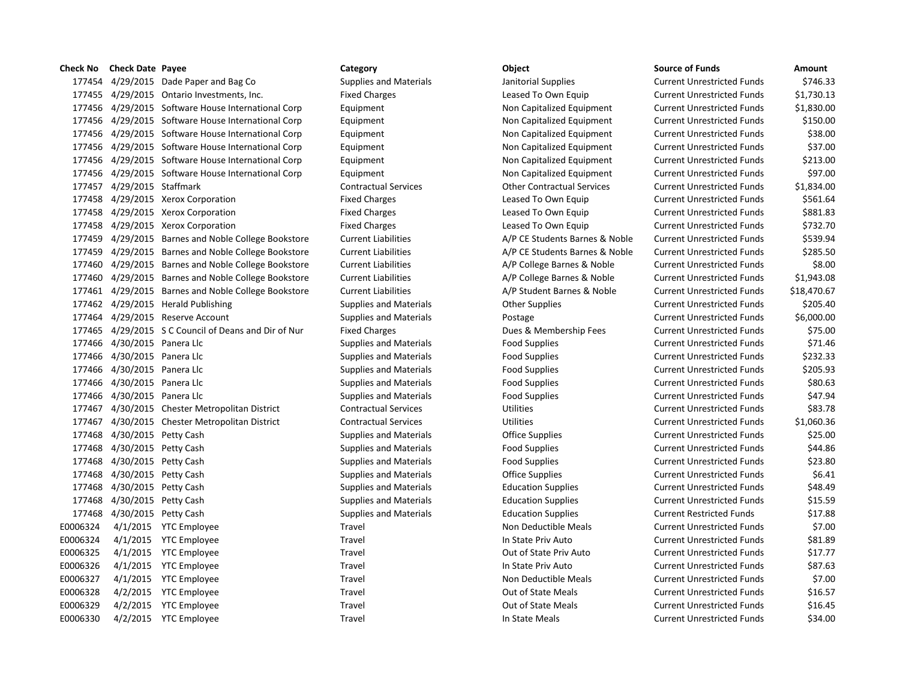| Check No | Check Date | Payee | Category | Object | Source of Funds | Amount |
|---|---|---|---|---|---|---|
| 177454 | 4/29/2015 | Dade Paper and Bag Co | Supplies and Materials | Janitorial Supplies | Current Unrestricted Funds | $746.33 |
| 177455 | 4/29/2015 | Ontario Investments, Inc. | Fixed Charges | Leased To Own Equip | Current Unrestricted Funds | $1,730.13 |
| 177456 | 4/29/2015 | Software House International Corp | Equipment | Non Capitalized Equipment | Current Unrestricted Funds | $1,830.00 |
| 177456 | 4/29/2015 | Software House International Corp | Equipment | Non Capitalized Equipment | Current Unrestricted Funds | $150.00 |
| 177456 | 4/29/2015 | Software House International Corp | Equipment | Non Capitalized Equipment | Current Unrestricted Funds | $38.00 |
| 177456 | 4/29/2015 | Software House International Corp | Equipment | Non Capitalized Equipment | Current Unrestricted Funds | $37.00 |
| 177456 | 4/29/2015 | Software House International Corp | Equipment | Non Capitalized Equipment | Current Unrestricted Funds | $213.00 |
| 177456 | 4/29/2015 | Software House International Corp | Equipment | Non Capitalized Equipment | Current Unrestricted Funds | $97.00 |
| 177457 | 4/29/2015 | Staffmark | Contractual Services | Other Contractual Services | Current Unrestricted Funds | $1,834.00 |
| 177458 | 4/29/2015 | Xerox Corporation | Fixed Charges | Leased To Own Equip | Current Unrestricted Funds | $561.64 |
| 177458 | 4/29/2015 | Xerox Corporation | Fixed Charges | Leased To Own Equip | Current Unrestricted Funds | $881.83 |
| 177458 | 4/29/2015 | Xerox Corporation | Fixed Charges | Leased To Own Equip | Current Unrestricted Funds | $732.70 |
| 177459 | 4/29/2015 | Barnes and Noble College Bookstore | Current Liabilities | A/P CE Students Barnes & Noble | Current Unrestricted Funds | $539.94 |
| 177459 | 4/29/2015 | Barnes and Noble College Bookstore | Current Liabilities | A/P CE Students Barnes & Noble | Current Unrestricted Funds | $285.50 |
| 177460 | 4/29/2015 | Barnes and Noble College Bookstore | Current Liabilities | A/P College Barnes & Noble | Current Unrestricted Funds | $8.00 |
| 177460 | 4/29/2015 | Barnes and Noble College Bookstore | Current Liabilities | A/P College Barnes & Noble | Current Unrestricted Funds | $1,943.08 |
| 177461 | 4/29/2015 | Barnes and Noble College Bookstore | Current Liabilities | A/P Student Barnes & Noble | Current Unrestricted Funds | $18,470.67 |
| 177462 | 4/29/2015 | Herald Publishing | Supplies and Materials | Other Supplies | Current Unrestricted Funds | $205.40 |
| 177464 | 4/29/2015 | Reserve Account | Supplies and Materials | Postage | Current Unrestricted Funds | $6,000.00 |
| 177465 | 4/29/2015 | S C Council of Deans and Dir of Nur | Fixed Charges | Dues & Membership Fees | Current Unrestricted Funds | $75.00 |
| 177466 | 4/30/2015 | Panera Llc | Supplies and Materials | Food Supplies | Current Unrestricted Funds | $71.46 |
| 177466 | 4/30/2015 | Panera Llc | Supplies and Materials | Food Supplies | Current Unrestricted Funds | $232.33 |
| 177466 | 4/30/2015 | Panera Llc | Supplies and Materials | Food Supplies | Current Unrestricted Funds | $205.93 |
| 177466 | 4/30/2015 | Panera Llc | Supplies and Materials | Food Supplies | Current Unrestricted Funds | $80.63 |
| 177466 | 4/30/2015 | Panera Llc | Supplies and Materials | Food Supplies | Current Unrestricted Funds | $47.94 |
| 177467 | 4/30/2015 | Chester Metropolitan District | Contractual Services | Utilities | Current Unrestricted Funds | $83.78 |
| 177467 | 4/30/2015 | Chester Metropolitan District | Contractual Services | Utilities | Current Unrestricted Funds | $1,060.36 |
| 177468 | 4/30/2015 | Petty Cash | Supplies and Materials | Office Supplies | Current Unrestricted Funds | $25.00 |
| 177468 | 4/30/2015 | Petty Cash | Supplies and Materials | Food Supplies | Current Unrestricted Funds | $44.86 |
| 177468 | 4/30/2015 | Petty Cash | Supplies and Materials | Food Supplies | Current Unrestricted Funds | $23.80 |
| 177468 | 4/30/2015 | Petty Cash | Supplies and Materials | Office Supplies | Current Unrestricted Funds | $6.41 |
| 177468 | 4/30/2015 | Petty Cash | Supplies and Materials | Education Supplies | Current Unrestricted Funds | $48.49 |
| 177468 | 4/30/2015 | Petty Cash | Supplies and Materials | Education Supplies | Current Unrestricted Funds | $15.59 |
| 177468 | 4/30/2015 | Petty Cash | Supplies and Materials | Education Supplies | Current Restricted Funds | $17.88 |
| E0006324 | 4/1/2015 | YTC Employee | Travel | Non Deductible Meals | Current Unrestricted Funds | $7.00 |
| E0006324 | 4/1/2015 | YTC Employee | Travel | In State Priv Auto | Current Unrestricted Funds | $81.89 |
| E0006325 | 4/1/2015 | YTC Employee | Travel | Out of State Priv Auto | Current Unrestricted Funds | $17.77 |
| E0006326 | 4/1/2015 | YTC Employee | Travel | In State Priv Auto | Current Unrestricted Funds | $87.63 |
| E0006327 | 4/1/2015 | YTC Employee | Travel | Non Deductible Meals | Current Unrestricted Funds | $7.00 |
| E0006328 | 4/2/2015 | YTC Employee | Travel | Out of State Meals | Current Unrestricted Funds | $16.57 |
| E0006329 | 4/2/2015 | YTC Employee | Travel | Out of State Meals | Current Unrestricted Funds | $16.45 |
| E0006330 | 4/2/2015 | YTC Employee | Travel | In State Meals | Current Unrestricted Funds | $34.00 |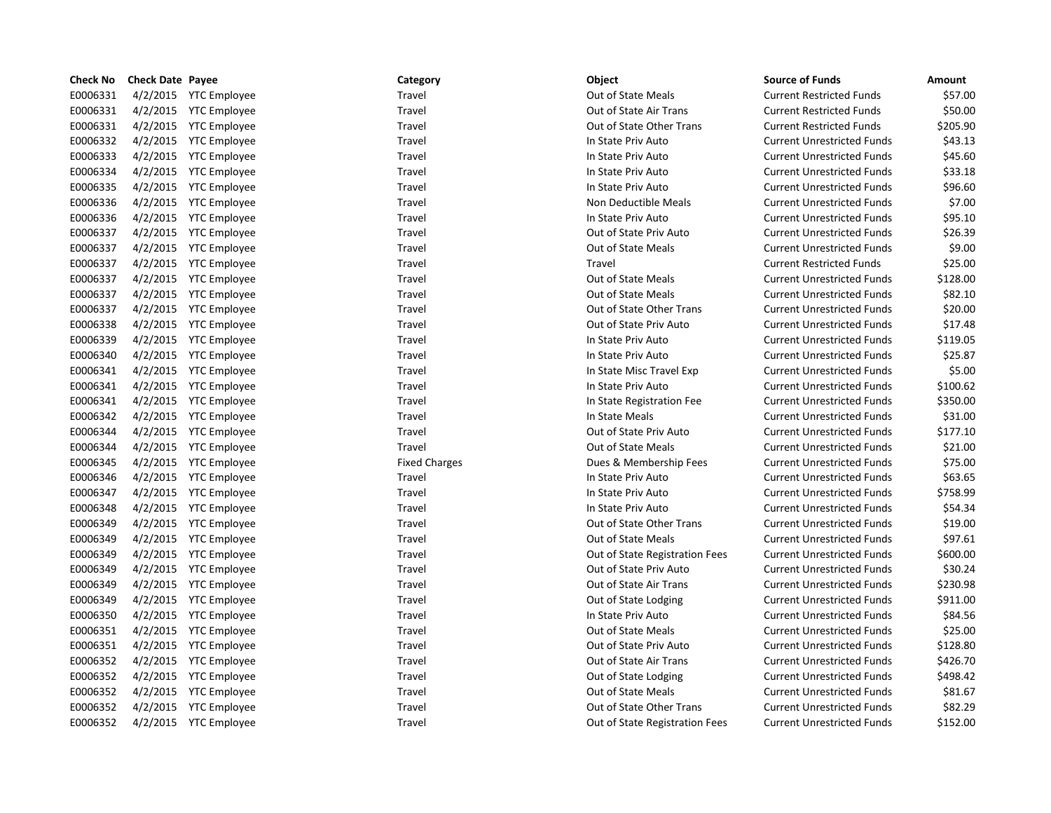| Check No | Check Date | Payee | Category | Object | Source of Funds | Amount |
|---|---|---|---|---|---|---|
| E0006331 | 4/2/2015 | YTC Employee | Travel | Out of State Meals | Current Restricted Funds | $57.00 |
| E0006331 | 4/2/2015 | YTC Employee | Travel | Out of State Air Trans | Current Restricted Funds | $50.00 |
| E0006331 | 4/2/2015 | YTC Employee | Travel | Out of State Other Trans | Current Restricted Funds | $205.90 |
| E0006332 | 4/2/2015 | YTC Employee | Travel | In State Priv Auto | Current Unrestricted Funds | $43.13 |
| E0006333 | 4/2/2015 | YTC Employee | Travel | In State Priv Auto | Current Unrestricted Funds | $45.60 |
| E0006334 | 4/2/2015 | YTC Employee | Travel | In State Priv Auto | Current Unrestricted Funds | $33.18 |
| E0006335 | 4/2/2015 | YTC Employee | Travel | In State Priv Auto | Current Unrestricted Funds | $96.60 |
| E0006336 | 4/2/2015 | YTC Employee | Travel | Non Deductible Meals | Current Unrestricted Funds | $7.00 |
| E0006336 | 4/2/2015 | YTC Employee | Travel | In State Priv Auto | Current Unrestricted Funds | $95.10 |
| E0006337 | 4/2/2015 | YTC Employee | Travel | Out of State Priv Auto | Current Unrestricted Funds | $26.39 |
| E0006337 | 4/2/2015 | YTC Employee | Travel | Out of State Meals | Current Unrestricted Funds | $9.00 |
| E0006337 | 4/2/2015 | YTC Employee | Travel | Travel | Current Restricted Funds | $25.00 |
| E0006337 | 4/2/2015 | YTC Employee | Travel | Out of State Meals | Current Unrestricted Funds | $128.00 |
| E0006337 | 4/2/2015 | YTC Employee | Travel | Out of State Meals | Current Unrestricted Funds | $82.10 |
| E0006337 | 4/2/2015 | YTC Employee | Travel | Out of State Other Trans | Current Unrestricted Funds | $20.00 |
| E0006338 | 4/2/2015 | YTC Employee | Travel | Out of State Priv Auto | Current Unrestricted Funds | $17.48 |
| E0006339 | 4/2/2015 | YTC Employee | Travel | In State Priv Auto | Current Unrestricted Funds | $119.05 |
| E0006340 | 4/2/2015 | YTC Employee | Travel | In State Priv Auto | Current Unrestricted Funds | $25.87 |
| E0006341 | 4/2/2015 | YTC Employee | Travel | In State Misc Travel Exp | Current Unrestricted Funds | $5.00 |
| E0006341 | 4/2/2015 | YTC Employee | Travel | In State Priv Auto | Current Unrestricted Funds | $100.62 |
| E0006341 | 4/2/2015 | YTC Employee | Travel | In State Registration Fee | Current Unrestricted Funds | $350.00 |
| E0006342 | 4/2/2015 | YTC Employee | Travel | In State Meals | Current Unrestricted Funds | $31.00 |
| E0006344 | 4/2/2015 | YTC Employee | Travel | Out of State Priv Auto | Current Unrestricted Funds | $177.10 |
| E0006344 | 4/2/2015 | YTC Employee | Travel | Out of State Meals | Current Unrestricted Funds | $21.00 |
| E0006345 | 4/2/2015 | YTC Employee | Fixed Charges | Dues & Membership Fees | Current Unrestricted Funds | $75.00 |
| E0006346 | 4/2/2015 | YTC Employee | Travel | In State Priv Auto | Current Unrestricted Funds | $63.65 |
| E0006347 | 4/2/2015 | YTC Employee | Travel | In State Priv Auto | Current Unrestricted Funds | $758.99 |
| E0006348 | 4/2/2015 | YTC Employee | Travel | In State Priv Auto | Current Unrestricted Funds | $54.34 |
| E0006349 | 4/2/2015 | YTC Employee | Travel | Out of State Other Trans | Current Unrestricted Funds | $19.00 |
| E0006349 | 4/2/2015 | YTC Employee | Travel | Out of State Meals | Current Unrestricted Funds | $97.61 |
| E0006349 | 4/2/2015 | YTC Employee | Travel | Out of State Registration Fees | Current Unrestricted Funds | $600.00 |
| E0006349 | 4/2/2015 | YTC Employee | Travel | Out of State Priv Auto | Current Unrestricted Funds | $30.24 |
| E0006349 | 4/2/2015 | YTC Employee | Travel | Out of State Air Trans | Current Unrestricted Funds | $230.98 |
| E0006349 | 4/2/2015 | YTC Employee | Travel | Out of State Lodging | Current Unrestricted Funds | $911.00 |
| E0006350 | 4/2/2015 | YTC Employee | Travel | In State Priv Auto | Current Unrestricted Funds | $84.56 |
| E0006351 | 4/2/2015 | YTC Employee | Travel | Out of State Meals | Current Unrestricted Funds | $25.00 |
| E0006351 | 4/2/2015 | YTC Employee | Travel | Out of State Priv Auto | Current Unrestricted Funds | $128.80 |
| E0006352 | 4/2/2015 | YTC Employee | Travel | Out of State Air Trans | Current Unrestricted Funds | $426.70 |
| E0006352 | 4/2/2015 | YTC Employee | Travel | Out of State Lodging | Current Unrestricted Funds | $498.42 |
| E0006352 | 4/2/2015 | YTC Employee | Travel | Out of State Meals | Current Unrestricted Funds | $81.67 |
| E0006352 | 4/2/2015 | YTC Employee | Travel | Out of State Other Trans | Current Unrestricted Funds | $82.29 |
| E0006352 | 4/2/2015 | YTC Employee | Travel | Out of State Registration Fees | Current Unrestricted Funds | $152.00 |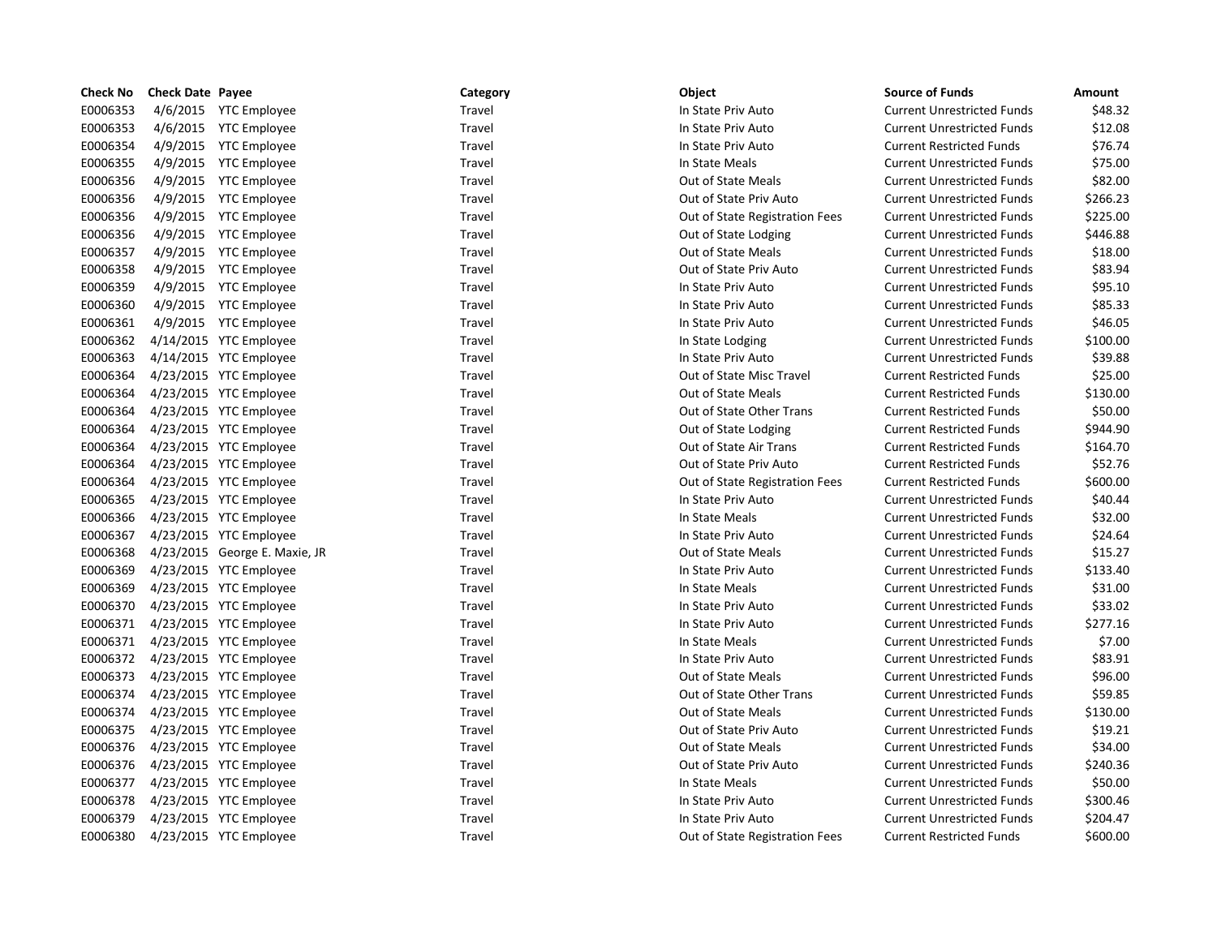| Check No | Check Date | Payee | Category | Object | Source of Funds | Amount |
|---|---|---|---|---|---|---|
| E0006353 | 4/6/2015 | YTC Employee | Travel | In State Priv Auto | Current Unrestricted Funds | $48.32 |
| E0006353 | 4/6/2015 | YTC Employee | Travel | In State Priv Auto | Current Unrestricted Funds | $12.08 |
| E0006354 | 4/9/2015 | YTC Employee | Travel | In State Priv Auto | Current Restricted Funds | $76.74 |
| E0006355 | 4/9/2015 | YTC Employee | Travel | In State Meals | Current Unrestricted Funds | $75.00 |
| E0006356 | 4/9/2015 | YTC Employee | Travel | Out of State Meals | Current Unrestricted Funds | $82.00 |
| E0006356 | 4/9/2015 | YTC Employee | Travel | Out of State Priv Auto | Current Unrestricted Funds | $266.23 |
| E0006356 | 4/9/2015 | YTC Employee | Travel | Out of State Registration Fees | Current Unrestricted Funds | $225.00 |
| E0006356 | 4/9/2015 | YTC Employee | Travel | Out of State Lodging | Current Unrestricted Funds | $446.88 |
| E0006357 | 4/9/2015 | YTC Employee | Travel | Out of State Meals | Current Unrestricted Funds | $18.00 |
| E0006358 | 4/9/2015 | YTC Employee | Travel | Out of State Priv Auto | Current Unrestricted Funds | $83.94 |
| E0006359 | 4/9/2015 | YTC Employee | Travel | In State Priv Auto | Current Unrestricted Funds | $95.10 |
| E0006360 | 4/9/2015 | YTC Employee | Travel | In State Priv Auto | Current Unrestricted Funds | $85.33 |
| E0006361 | 4/9/2015 | YTC Employee | Travel | In State Priv Auto | Current Unrestricted Funds | $46.05 |
| E0006362 | 4/14/2015 | YTC Employee | Travel | In State Lodging | Current Unrestricted Funds | $100.00 |
| E0006363 | 4/14/2015 | YTC Employee | Travel | In State Priv Auto | Current Unrestricted Funds | $39.88 |
| E0006364 | 4/23/2015 | YTC Employee | Travel | Out of State Misc Travel | Current Restricted Funds | $25.00 |
| E0006364 | 4/23/2015 | YTC Employee | Travel | Out of State Meals | Current Restricted Funds | $130.00 |
| E0006364 | 4/23/2015 | YTC Employee | Travel | Out of State Other Trans | Current Restricted Funds | $50.00 |
| E0006364 | 4/23/2015 | YTC Employee | Travel | Out of State Lodging | Current Restricted Funds | $944.90 |
| E0006364 | 4/23/2015 | YTC Employee | Travel | Out of State Air Trans | Current Restricted Funds | $164.70 |
| E0006364 | 4/23/2015 | YTC Employee | Travel | Out of State Priv Auto | Current Restricted Funds | $52.76 |
| E0006364 | 4/23/2015 | YTC Employee | Travel | Out of State Registration Fees | Current Restricted Funds | $600.00 |
| E0006365 | 4/23/2015 | YTC Employee | Travel | In State Priv Auto | Current Unrestricted Funds | $40.44 |
| E0006366 | 4/23/2015 | YTC Employee | Travel | In State Meals | Current Unrestricted Funds | $32.00 |
| E0006367 | 4/23/2015 | YTC Employee | Travel | In State Priv Auto | Current Unrestricted Funds | $24.64 |
| E0006368 | 4/23/2015 | George E. Maxie, JR | Travel | Out of State Meals | Current Unrestricted Funds | $15.27 |
| E0006369 | 4/23/2015 | YTC Employee | Travel | In State Priv Auto | Current Unrestricted Funds | $133.40 |
| E0006369 | 4/23/2015 | YTC Employee | Travel | In State Meals | Current Unrestricted Funds | $31.00 |
| E0006370 | 4/23/2015 | YTC Employee | Travel | In State Priv Auto | Current Unrestricted Funds | $33.02 |
| E0006371 | 4/23/2015 | YTC Employee | Travel | In State Priv Auto | Current Unrestricted Funds | $277.16 |
| E0006371 | 4/23/2015 | YTC Employee | Travel | In State Meals | Current Unrestricted Funds | $7.00 |
| E0006372 | 4/23/2015 | YTC Employee | Travel | In State Priv Auto | Current Unrestricted Funds | $83.91 |
| E0006373 | 4/23/2015 | YTC Employee | Travel | Out of State Meals | Current Unrestricted Funds | $96.00 |
| E0006374 | 4/23/2015 | YTC Employee | Travel | Out of State Other Trans | Current Unrestricted Funds | $59.85 |
| E0006374 | 4/23/2015 | YTC Employee | Travel | Out of State Meals | Current Unrestricted Funds | $130.00 |
| E0006375 | 4/23/2015 | YTC Employee | Travel | Out of State Priv Auto | Current Unrestricted Funds | $19.21 |
| E0006376 | 4/23/2015 | YTC Employee | Travel | Out of State Meals | Current Unrestricted Funds | $34.00 |
| E0006376 | 4/23/2015 | YTC Employee | Travel | Out of State Priv Auto | Current Unrestricted Funds | $240.36 |
| E0006377 | 4/23/2015 | YTC Employee | Travel | In State Meals | Current Unrestricted Funds | $50.00 |
| E0006378 | 4/23/2015 | YTC Employee | Travel | In State Priv Auto | Current Unrestricted Funds | $300.46 |
| E0006379 | 4/23/2015 | YTC Employee | Travel | In State Priv Auto | Current Unrestricted Funds | $204.47 |
| E0006380 | 4/23/2015 | YTC Employee | Travel | Out of State Registration Fees | Current Restricted Funds | $600.00 |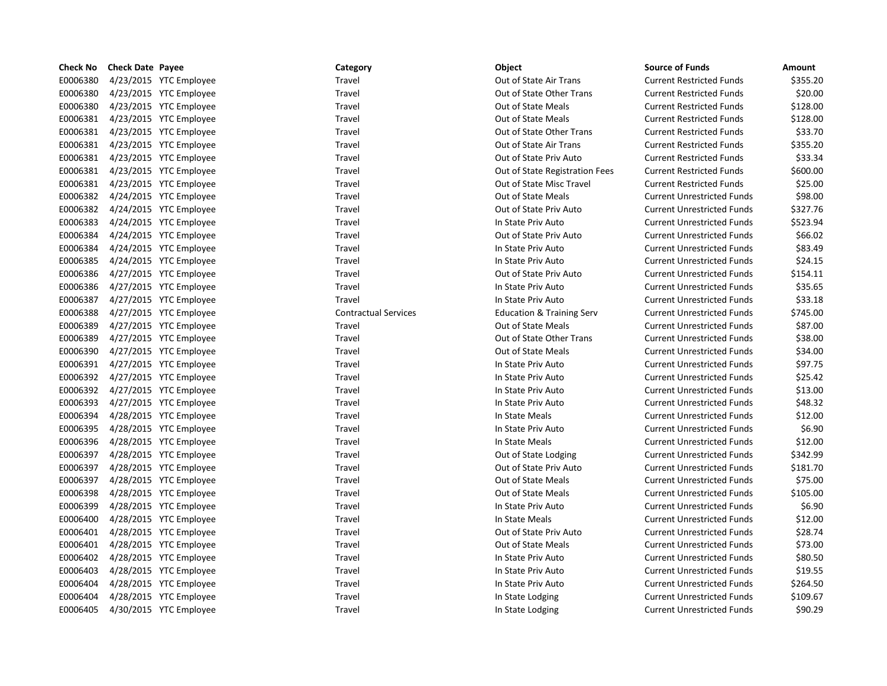| Check No | Check Date | Payee | Category | Object | Source of Funds | Amount |
|---|---|---|---|---|---|---|
| E0006380 | 4/23/2015 | YTC Employee | Travel | Out of State Air Trans | Current Restricted Funds | $355.20 |
| E0006380 | 4/23/2015 | YTC Employee | Travel | Out of State Other Trans | Current Restricted Funds | $20.00 |
| E0006380 | 4/23/2015 | YTC Employee | Travel | Out of State Meals | Current Restricted Funds | $128.00 |
| E0006381 | 4/23/2015 | YTC Employee | Travel | Out of State Meals | Current Restricted Funds | $128.00 |
| E0006381 | 4/23/2015 | YTC Employee | Travel | Out of State Other Trans | Current Restricted Funds | $33.70 |
| E0006381 | 4/23/2015 | YTC Employee | Travel | Out of State Air Trans | Current Restricted Funds | $355.20 |
| E0006381 | 4/23/2015 | YTC Employee | Travel | Out of State Priv Auto | Current Restricted Funds | $33.34 |
| E0006381 | 4/23/2015 | YTC Employee | Travel | Out of State Registration Fees | Current Restricted Funds | $600.00 |
| E0006381 | 4/23/2015 | YTC Employee | Travel | Out of State Misc Travel | Current Restricted Funds | $25.00 |
| E0006382 | 4/24/2015 | YTC Employee | Travel | Out of State Meals | Current Unrestricted Funds | $98.00 |
| E0006382 | 4/24/2015 | YTC Employee | Travel | Out of State Priv Auto | Current Unrestricted Funds | $327.76 |
| E0006383 | 4/24/2015 | YTC Employee | Travel | In State Priv Auto | Current Unrestricted Funds | $523.94 |
| E0006384 | 4/24/2015 | YTC Employee | Travel | Out of State Priv Auto | Current Unrestricted Funds | $66.02 |
| E0006384 | 4/24/2015 | YTC Employee | Travel | In State Priv Auto | Current Unrestricted Funds | $83.49 |
| E0006385 | 4/24/2015 | YTC Employee | Travel | In State Priv Auto | Current Unrestricted Funds | $24.15 |
| E0006386 | 4/27/2015 | YTC Employee | Travel | Out of State Priv Auto | Current Unrestricted Funds | $154.11 |
| E0006386 | 4/27/2015 | YTC Employee | Travel | In State Priv Auto | Current Unrestricted Funds | $35.65 |
| E0006387 | 4/27/2015 | YTC Employee | Travel | In State Priv Auto | Current Unrestricted Funds | $33.18 |
| E0006388 | 4/27/2015 | YTC Employee | Contractual Services | Education & Training Serv | Current Unrestricted Funds | $745.00 |
| E0006389 | 4/27/2015 | YTC Employee | Travel | Out of State Meals | Current Unrestricted Funds | $87.00 |
| E0006389 | 4/27/2015 | YTC Employee | Travel | Out of State Other Trans | Current Unrestricted Funds | $38.00 |
| E0006390 | 4/27/2015 | YTC Employee | Travel | Out of State Meals | Current Unrestricted Funds | $34.00 |
| E0006391 | 4/27/2015 | YTC Employee | Travel | In State Priv Auto | Current Unrestricted Funds | $97.75 |
| E0006392 | 4/27/2015 | YTC Employee | Travel | In State Priv Auto | Current Unrestricted Funds | $25.42 |
| E0006392 | 4/27/2015 | YTC Employee | Travel | In State Priv Auto | Current Unrestricted Funds | $13.00 |
| E0006393 | 4/27/2015 | YTC Employee | Travel | In State Priv Auto | Current Unrestricted Funds | $48.32 |
| E0006394 | 4/28/2015 | YTC Employee | Travel | In State Meals | Current Unrestricted Funds | $12.00 |
| E0006395 | 4/28/2015 | YTC Employee | Travel | In State Priv Auto | Current Unrestricted Funds | $6.90 |
| E0006396 | 4/28/2015 | YTC Employee | Travel | In State Meals | Current Unrestricted Funds | $12.00 |
| E0006397 | 4/28/2015 | YTC Employee | Travel | Out of State Lodging | Current Unrestricted Funds | $342.99 |
| E0006397 | 4/28/2015 | YTC Employee | Travel | Out of State Priv Auto | Current Unrestricted Funds | $181.70 |
| E0006397 | 4/28/2015 | YTC Employee | Travel | Out of State Meals | Current Unrestricted Funds | $75.00 |
| E0006398 | 4/28/2015 | YTC Employee | Travel | Out of State Meals | Current Unrestricted Funds | $105.00 |
| E0006399 | 4/28/2015 | YTC Employee | Travel | In State Priv Auto | Current Unrestricted Funds | $6.90 |
| E0006400 | 4/28/2015 | YTC Employee | Travel | In State Meals | Current Unrestricted Funds | $12.00 |
| E0006401 | 4/28/2015 | YTC Employee | Travel | Out of State Priv Auto | Current Unrestricted Funds | $28.74 |
| E0006401 | 4/28/2015 | YTC Employee | Travel | Out of State Meals | Current Unrestricted Funds | $73.00 |
| E0006402 | 4/28/2015 | YTC Employee | Travel | In State Priv Auto | Current Unrestricted Funds | $80.50 |
| E0006403 | 4/28/2015 | YTC Employee | Travel | In State Priv Auto | Current Unrestricted Funds | $19.55 |
| E0006404 | 4/28/2015 | YTC Employee | Travel | In State Priv Auto | Current Unrestricted Funds | $264.50 |
| E0006404 | 4/28/2015 | YTC Employee | Travel | In State Lodging | Current Unrestricted Funds | $109.67 |
| E0006405 | 4/30/2015 | YTC Employee | Travel | In State Lodging | Current Unrestricted Funds | $90.29 |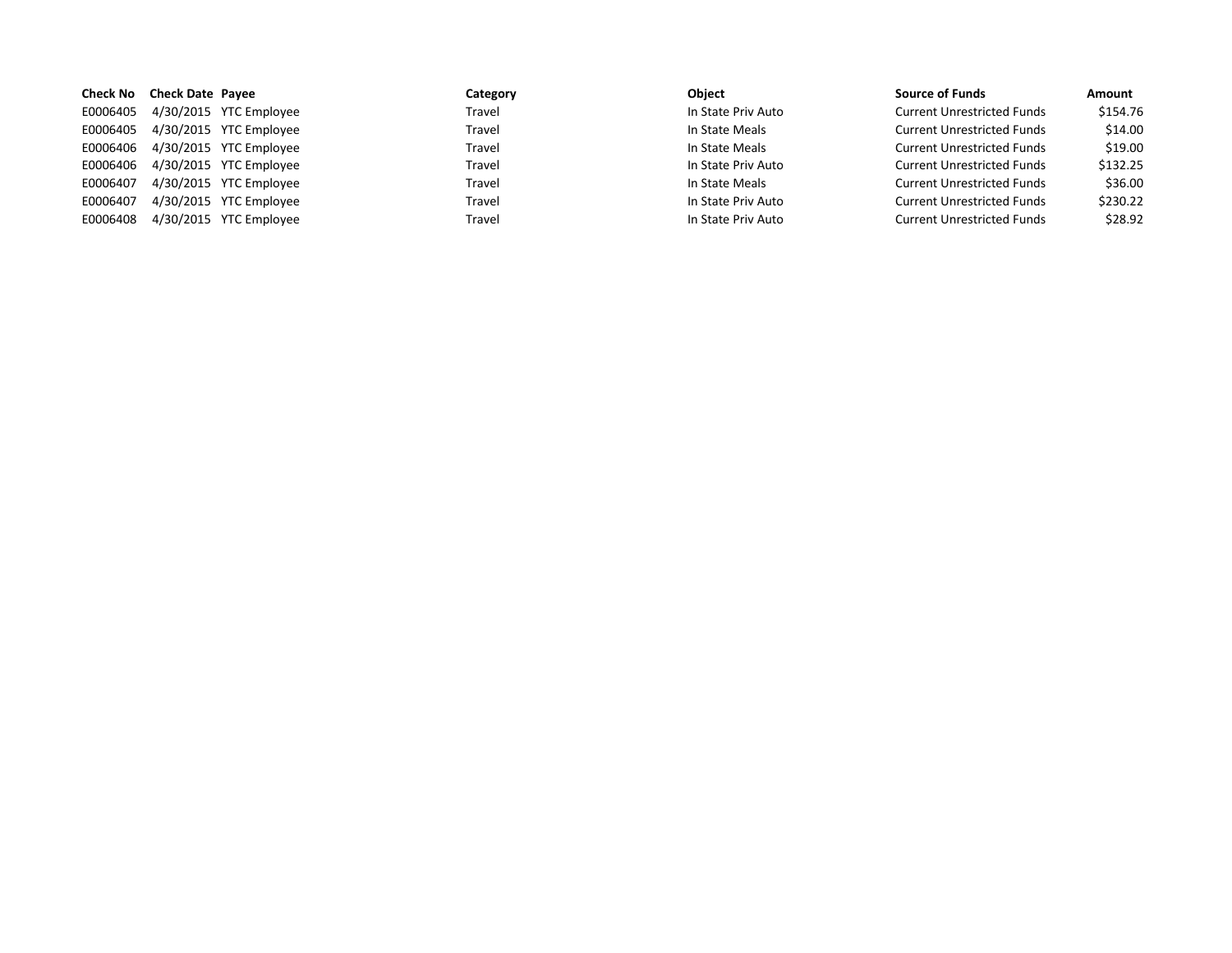| Check No | Check Date | Payee | Category | Object | Source of Funds | Amount |
|---|---|---|---|---|---|---|
| E0006405 | 4/30/2015 | YTC Employee | Travel | In State Priv Auto | Current Unrestricted Funds | $154.76 |
| E0006405 | 4/30/2015 | YTC Employee | Travel | In State Meals | Current Unrestricted Funds | $14.00 |
| E0006406 | 4/30/2015 | YTC Employee | Travel | In State Meals | Current Unrestricted Funds | $19.00 |
| E0006406 | 4/30/2015 | YTC Employee | Travel | In State Priv Auto | Current Unrestricted Funds | $132.25 |
| E0006407 | 4/30/2015 | YTC Employee | Travel | In State Meals | Current Unrestricted Funds | $36.00 |
| E0006407 | 4/30/2015 | YTC Employee | Travel | In State Priv Auto | Current Unrestricted Funds | $230.22 |
| E0006408 | 4/30/2015 | YTC Employee | Travel | In State Priv Auto | Current Unrestricted Funds | $28.92 |